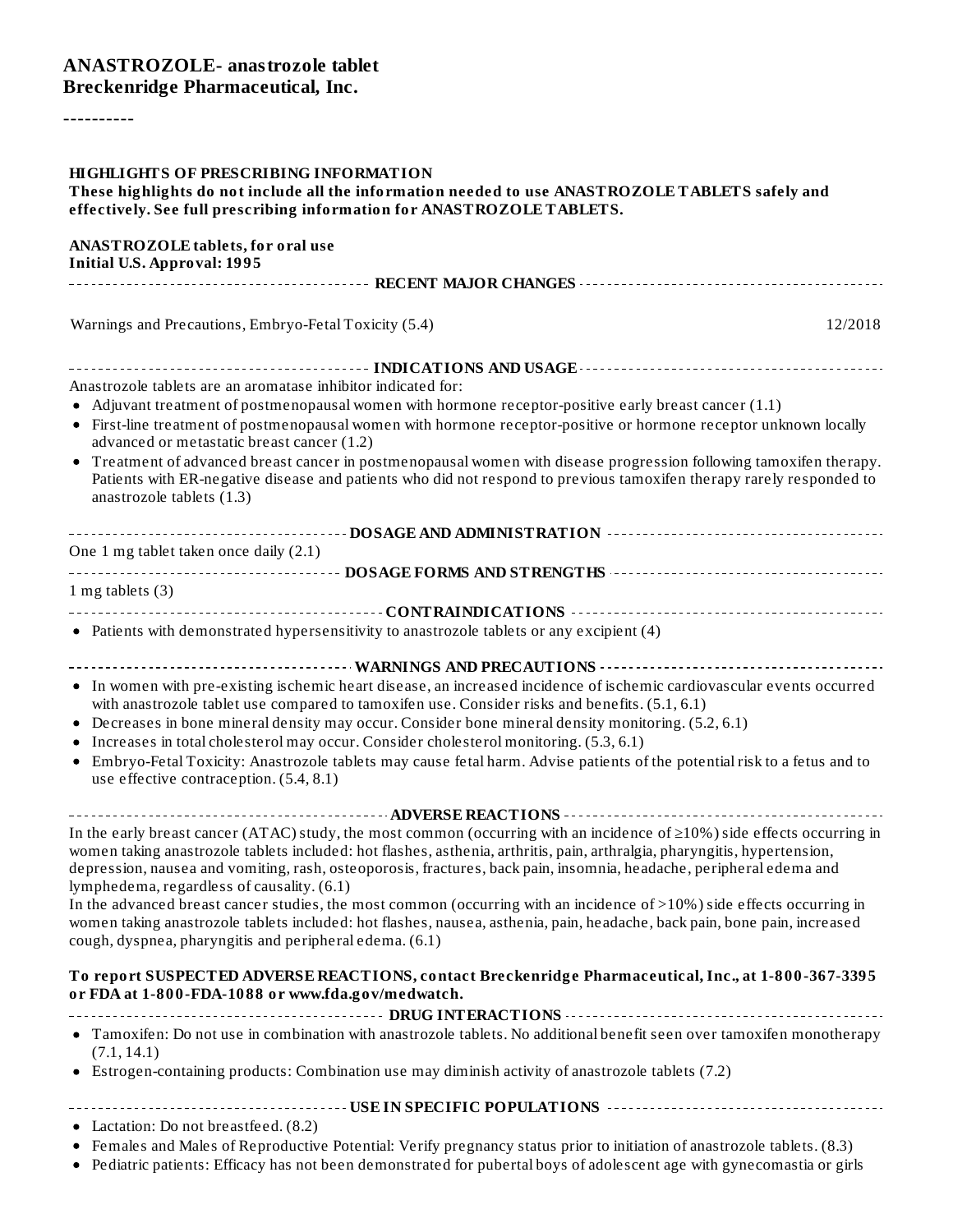# ANASTROZOLE- anastrozole tablet
**Breckenridge Pharmaceutical, Inc.**

----------

**HIGHLIGHTS OF PRESCRIBING INFORMATION**
**These highlights do not include all the information needed to use ANASTROZOLE TABLETS safely and effectively. See full prescribing information for ANASTROZOLE TABLETS.**

**ANASTROZOLE tablets, for oral use**
**Initial U.S. Approval: 1995**

### RECENT MAJOR CHANGES

Warnings and Precautions, Embryo-Fetal Toxicity (5.4) 12/2018

### INDICATIONS AND USAGE

Anastrozole tablets are an aromatase inhibitor indicated for:

- Adjuvant treatment of postmenopausal women with hormone receptor-positive early breast cancer (1.1)
- First-line treatment of postmenopausal women with hormone receptor-positive or hormone receptor unknown locally advanced or metastatic breast cancer (1.2)
- Treatment of advanced breast cancer in postmenopausal women with disease progression following tamoxifen therapy. Patients with ER-negative disease and patients who did not respond to previous tamoxifen therapy rarely responded to anastrozole tablets (1.3)

### DOSAGE AND ADMINISTRATION

One 1 mg tablet taken once daily (2.1)

### DOSAGE FORMS AND STRENGTHS

1 mg tablets (3)

### CONTRAINDICATIONS

- Patients with demonstrated hypersensitivity to anastrozole tablets or any excipient (4)

### WARNINGS AND PRECAUTIONS

- In women with pre-existing ischemic heart disease, an increased incidence of ischemic cardiovascular events occurred with anastrozole tablet use compared to tamoxifen use. Consider risks and benefits. (5.1, 6.1)
- Decreases in bone mineral density may occur. Consider bone mineral density monitoring. (5.2, 6.1)
- Increases in total cholesterol may occur. Consider cholesterol monitoring. (5.3, 6.1)
- Embryo-Fetal Toxicity: Anastrozole tablets may cause fetal harm. Advise patients of the potential risk to a fetus and to use effective contraception. (5.4, 8.1)

### ADVERSE REACTIONS

In the early breast cancer (ATAC) study, the most common (occurring with an incidence of ≥10%) side effects occurring in women taking anastrozole tablets included: hot flashes, asthenia, arthritis, pain, arthralgia, pharyngitis, hypertension, depression, nausea and vomiting, rash, osteoporosis, fractures, back pain, insomnia, headache, peripheral edema and lymphedema, regardless of causality. (6.1)
In the advanced breast cancer studies, the most common (occurring with an incidence of >10%) side effects occurring in women taking anastrozole tablets included: hot flashes, nausea, asthenia, pain, headache, back pain, bone pain, increased cough, dyspnea, pharyngitis and peripheral edema. (6.1)

**To report SUSPECTED ADVERSE REACTIONS, contact Breckenridge Pharmaceutical, Inc., at 1-800-367-3395 or FDA at 1-800-FDA-1088 or www.fda.gov/medwatch.**

### DRUG INTERACTIONS

- Tamoxifen: Do not use in combination with anastrozole tablets. No additional benefit seen over tamoxifen monotherapy (7.1, 14.1)
- Estrogen-containing products: Combination use may diminish activity of anastrozole tablets (7.2)

### USE IN SPECIFIC POPULATIONS

- Lactation: Do not breastfeed. (8.2)
- Females and Males of Reproductive Potential: Verify pregnancy status prior to initiation of anastrozole tablets. (8.3)
- Pediatric patients: Efficacy has not been demonstrated for pubertal boys of adolescent age with gynecomastia or girls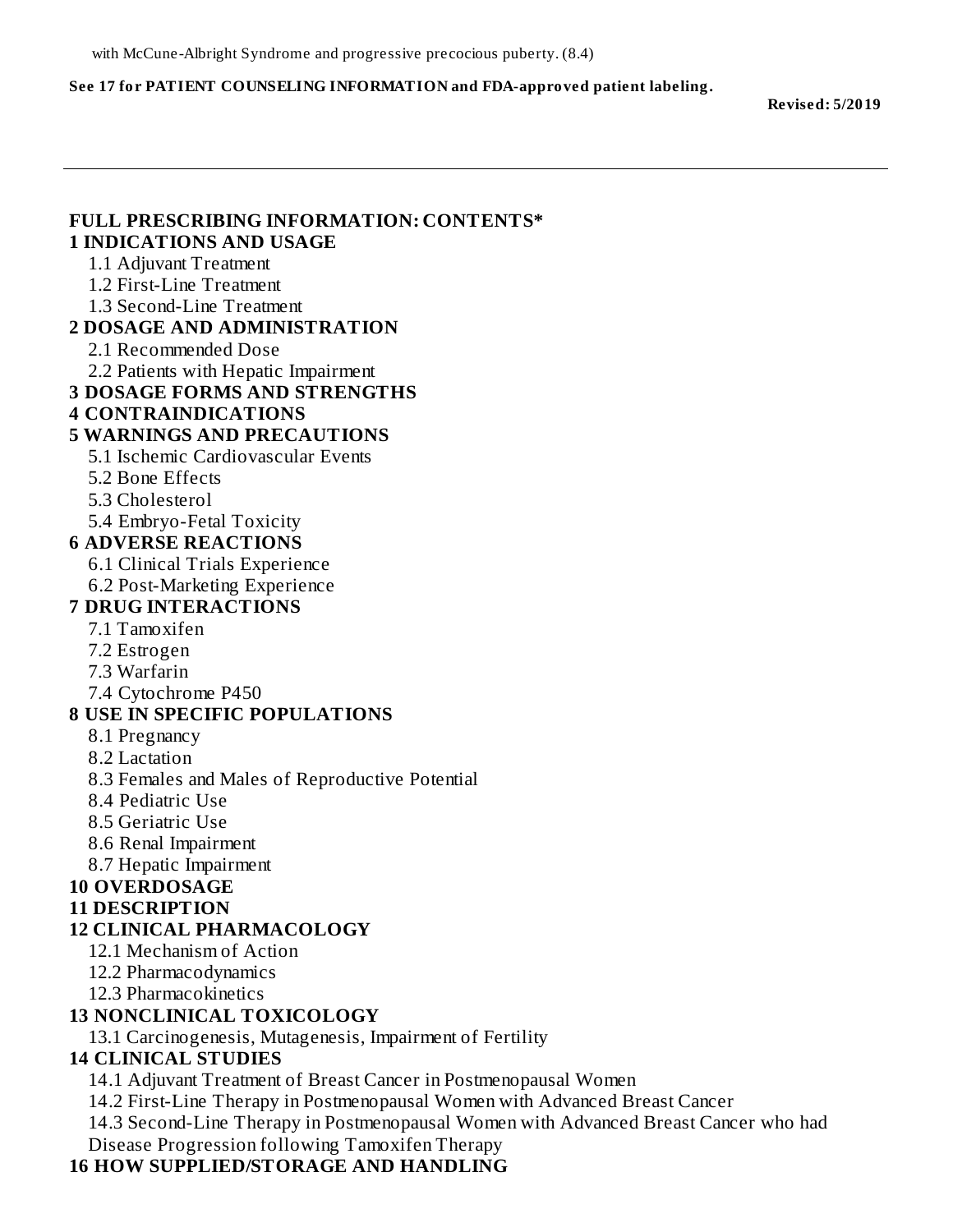with McCune-Albright Syndrome and progressive precocious puberty. (8.4)

**See 17 for PATIENT COUNSELING INFORMATION and FDA-approved patient labeling.**

**Revised: 5/2019**

---

## FULL PRESCRIBING INFORMATION: CONTENTS*

### 1 INDICATIONS AND USAGE

- 1.1 Adjuvant Treatment
- 1.2 First-Line Treatment
- 1.3 Second-Line Treatment

### 2 DOSAGE AND ADMINISTRATION

- 2.1 Recommended Dose
- 2.2 Patients with Hepatic Impairment

### 3 DOSAGE FORMS AND STRENGTHS

### 4 CONTRAINDICATIONS

### 5 WARNINGS AND PRECAUTIONS

- 5.1 Ischemic Cardiovascular Events
- 5.2 Bone Effects
- 5.3 Cholesterol
- 5.4 Embryo-Fetal Toxicity

### 6 ADVERSE REACTIONS

- 6.1 Clinical Trials Experience
- 6.2 Post-Marketing Experience

### 7 DRUG INTERACTIONS

- 7.1 Tamoxifen
- 7.2 Estrogen
- 7.3 Warfarin
- 7.4 Cytochrome P450

### 8 USE IN SPECIFIC POPULATIONS

- 8.1 Pregnancy
- 8.2 Lactation
- 8.3 Females and Males of Reproductive Potential
- 8.4 Pediatric Use
- 8.5 Geriatric Use
- 8.6 Renal Impairment
- 8.7 Hepatic Impairment

### 10 OVERDOSAGE

### 11 DESCRIPTION

### 12 CLINICAL PHARMACOLOGY

- 12.1 Mechanism of Action
- 12.2 Pharmacodynamics
- 12.3 Pharmacokinetics

### 13 NONCLINICAL TOXICOLOGY

- 13.1 Carcinogenesis, Mutagenesis, Impairment of Fertility

### 14 CLINICAL STUDIES

- 14.1 Adjuvant Treatment of Breast Cancer in Postmenopausal Women
- 14.2 First-Line Therapy in Postmenopausal Women with Advanced Breast Cancer
- 14.3 Second-Line Therapy in Postmenopausal Women with Advanced Breast Cancer who had Disease Progression following Tamoxifen Therapy

### 16 HOW SUPPLIED/STORAGE AND HANDLING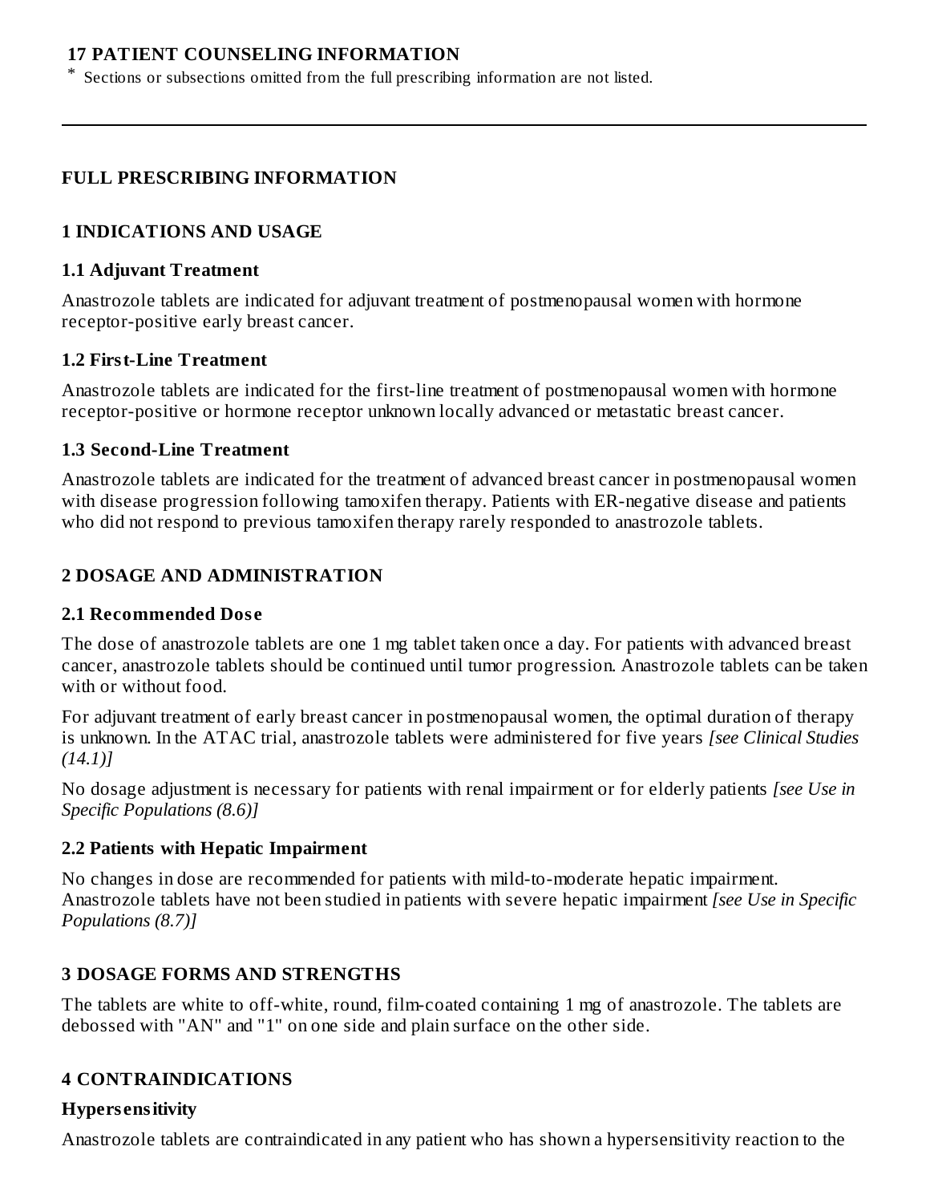**17 PATIENT COUNSELING INFORMATION**

\* Sections or subsections omitted from the full prescribing information are not listed.

---

## FULL PRESCRIBING INFORMATION

## 1 INDICATIONS AND USAGE

### 1.1 Adjuvant Treatment

Anastrozole tablets are indicated for adjuvant treatment of postmenopausal women with hormone receptor-positive early breast cancer.

### 1.2 First-Line Treatment

Anastrozole tablets are indicated for the first-line treatment of postmenopausal women with hormone receptor-positive or hormone receptor unknown locally advanced or metastatic breast cancer.

### 1.3 Second-Line Treatment

Anastrozole tablets are indicated for the treatment of advanced breast cancer in postmenopausal women with disease progression following tamoxifen therapy. Patients with ER-negative disease and patients who did not respond to previous tamoxifen therapy rarely responded to anastrozole tablets.

## 2 DOSAGE AND ADMINISTRATION

### 2.1 Recommended Dose

The dose of anastrozole tablets are one 1 mg tablet taken once a day. For patients with advanced breast cancer, anastrozole tablets should be continued until tumor progression. Anastrozole tablets can be taken with or without food.

For adjuvant treatment of early breast cancer in postmenopausal women, the optimal duration of therapy is unknown. In the ATAC trial, anastrozole tablets were administered for five years *[see Clinical Studies (14.1)]*

No dosage adjustment is necessary for patients with renal impairment or for elderly patients *[see Use in Specific Populations (8.6)]*

### 2.2 Patients with Hepatic Impairment

No changes in dose are recommended for patients with mild-to-moderate hepatic impairment. Anastrozole tablets have not been studied in patients with severe hepatic impairment *[see Use in Specific Populations (8.7)]*

## 3 DOSAGE FORMS AND STRENGTHS

The tablets are white to off-white, round, film-coated containing 1 mg of anastrozole. The tablets are debossed with "AN" and "1" on one side and plain surface on the other side.

## 4 CONTRAINDICATIONS

### Hypersensitivity

Anastrozole tablets are contraindicated in any patient who has shown a hypersensitivity reaction to the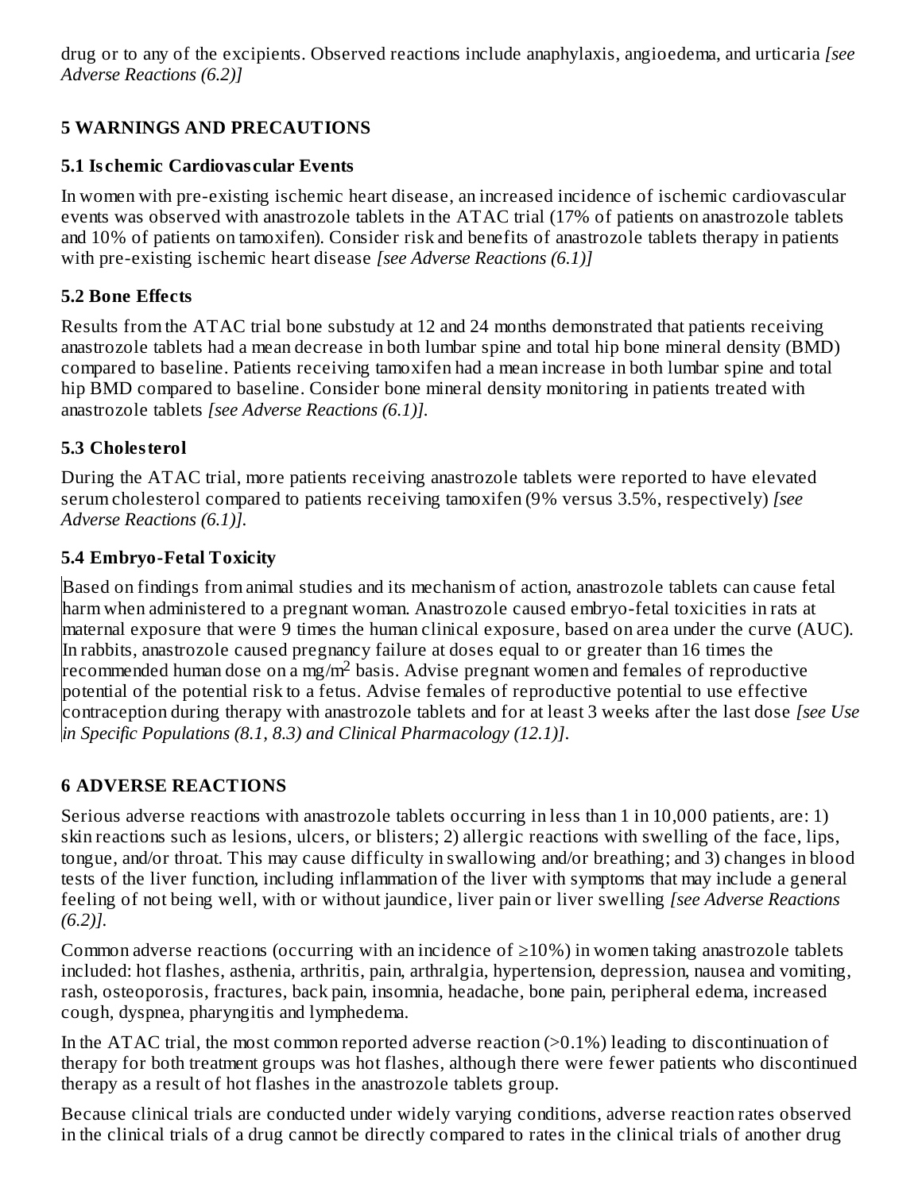drug or to any of the excipients. Observed reactions include anaphylaxis, angioedema, and urticaria *[see Adverse Reactions (6.2)]*

## 5 WARNINGS AND PRECAUTIONS

### 5.1 Ischemic Cardiovascular Events

In women with pre-existing ischemic heart disease, an increased incidence of ischemic cardiovascular events was observed with anastrozole tablets in the ATAC trial (17% of patients on anastrozole tablets and 10% of patients on tamoxifen). Consider risk and benefits of anastrozole tablets therapy in patients with pre-existing ischemic heart disease *[see Adverse Reactions (6.1)]*

### 5.2 Bone Effects

Results from the ATAC trial bone substudy at 12 and 24 months demonstrated that patients receiving anastrozole tablets had a mean decrease in both lumbar spine and total hip bone mineral density (BMD) compared to baseline. Patients receiving tamoxifen had a mean increase in both lumbar spine and total hip BMD compared to baseline. Consider bone mineral density monitoring in patients treated with anastrozole tablets *[see Adverse Reactions (6.1)]*.

### 5.3 Cholesterol

During the ATAC trial, more patients receiving anastrozole tablets were reported to have elevated serum cholesterol compared to patients receiving tamoxifen (9% versus 3.5%, respectively) *[see Adverse Reactions (6.1)]*.

### 5.4 Embryo-Fetal Toxicity

Based on findings from animal studies and its mechanism of action, anastrozole tablets can cause fetal harm when administered to a pregnant woman. Anastrozole caused embryo-fetal toxicities in rats at maternal exposure that were 9 times the human clinical exposure, based on area under the curve (AUC). In rabbits, anastrozole caused pregnancy failure at doses equal to or greater than 16 times the recommended human dose on a mg/m$^2$ basis. Advise pregnant women and females of reproductive potential of the potential risk to a fetus. Advise females of reproductive potential to use effective contraception during therapy with anastrozole tablets and for at least 3 weeks after the last dose *[see Use in Specific Populations (8.1, 8.3) and Clinical Pharmacology (12.1)]*.

## 6 ADVERSE REACTIONS

Serious adverse reactions with anastrozole tablets occurring in less than 1 in 10,000 patients, are: 1) skin reactions such as lesions, ulcers, or blisters; 2) allergic reactions with swelling of the face, lips, tongue, and/or throat. This may cause difficulty in swallowing and/or breathing; and 3) changes in blood tests of the liver function, including inflammation of the liver with symptoms that may include a general feeling of not being well, with or without jaundice, liver pain or liver swelling *[see Adverse Reactions (6.2)]*.

Common adverse reactions (occurring with an incidence of ≥10%) in women taking anastrozole tablets included: hot flashes, asthenia, arthritis, pain, arthralgia, hypertension, depression, nausea and vomiting, rash, osteoporosis, fractures, back pain, insomnia, headache, bone pain, peripheral edema, increased cough, dyspnea, pharyngitis and lymphedema.

In the ATAC trial, the most common reported adverse reaction (>0.1%) leading to discontinuation of therapy for both treatment groups was hot flashes, although there were fewer patients who discontinued therapy as a result of hot flashes in the anastrozole tablets group.

Because clinical trials are conducted under widely varying conditions, adverse reaction rates observed in the clinical trials of a drug cannot be directly compared to rates in the clinical trials of another drug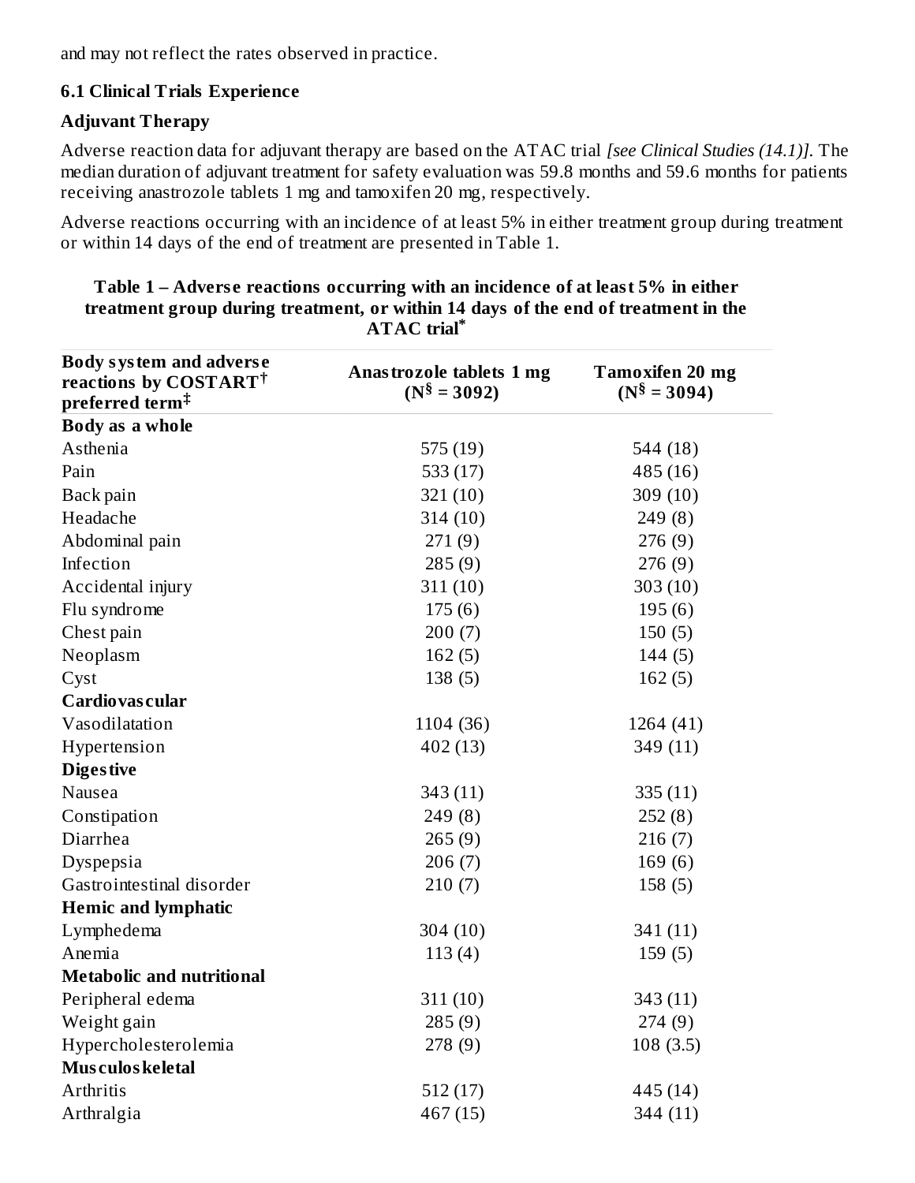and may not reflect the rates observed in practice.

### 6.1 Clinical Trials Experience

#### Adjuvant Therapy

Adverse reaction data for adjuvant therapy are based on the ATAC trial *[see Clinical Studies (14.1)]*. The median duration of adjuvant treatment for safety evaluation was 59.8 months and 59.6 months for patients receiving anastrozole tablets 1 mg and tamoxifen 20 mg, respectively.

Adverse reactions occurring with an incidence of at least 5% in either treatment group during treatment or within 14 days of the end of treatment are presented in Table 1.

**Table 1 – Adverse reactions occurring with an incidence of at least 5% in either treatment group during treatment, or within 14 days of the end of treatment in the ATAC trial***

| Body system and adverse reactions by COSTART[†] preferred term[‡] | Anastrozole tablets 1 mg (N[§] = 3092) | Tamoxifen 20 mg (N[§] = 3094) |
|---|---|---|
| **Body as a whole** | | |
| Asthenia | 575 (19) | 544 (18) |
| Pain | 533 (17) | 485 (16) |
| Back pain | 321 (10) | 309 (10) |
| Headache | 314 (10) | 249 (8) |
| Abdominal pain | 271 (9) | 276 (9) |
| Infection | 285 (9) | 276 (9) |
| Accidental injury | 311 (10) | 303 (10) |
| Flu syndrome | 175 (6) | 195 (6) |
| Chest pain | 200 (7) | 150 (5) |
| Neoplasm | 162 (5) | 144 (5) |
| Cyst | 138 (5) | 162 (5) |
| **Cardiovascular** | | |
| Vasodilatation | 1104 (36) | 1264 (41) |
| Hypertension | 402 (13) | 349 (11) |
| **Digestive** | | |
| Nausea | 343 (11) | 335 (11) |
| Constipation | 249 (8) | 252 (8) |
| Diarrhea | 265 (9) | 216 (7) |
| Dyspepsia | 206 (7) | 169 (6) |
| Gastrointestinal disorder | 210 (7) | 158 (5) |
| **Hemic and lymphatic** | | |
| Lymphedema | 304 (10) | 341 (11) |
| Anemia | 113 (4) | 159 (5) |
| **Metabolic and nutritional** | | |
| Peripheral edema | 311 (10) | 343 (11) |
| Weight gain | 285 (9) | 274 (9) |
| Hypercholesterolemia | 278 (9) | 108 (3.5) |
| **Musculoskeletal** | | |
| Arthritis | 512 (17) | 445 (14) |
| Arthralgia | 467 (15) | 344 (11) |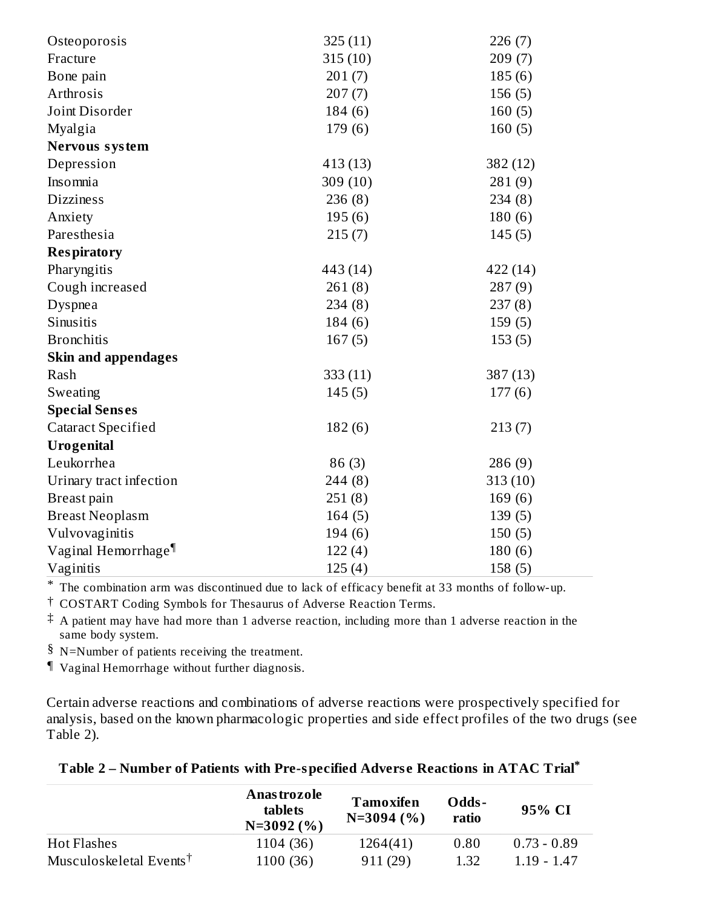| | | |
|---|---|---|
| Osteoporosis | 325 (11) | 226 (7) |
| Fracture | 315 (10) | 209 (7) |
| Bone pain | 201 (7) | 185 (6) |
| Arthrosis | 207 (7) | 156 (5) |
| Joint Disorder | 184 (6) | 160 (5) |
| Myalgia | 179 (6) | 160 (5) |
| **Nervous system** | | |
| Depression | 413 (13) | 382 (12) |
| Insomnia | 309 (10) | 281 (9) |
| Dizziness | 236 (8) | 234 (8) |
| Anxiety | 195 (6) | 180 (6) |
| Paresthesia | 215 (7) | 145 (5) |
| **Respiratory** | | |
| Pharyngitis | 443 (14) | 422 (14) |
| Cough increased | 261 (8) | 287 (9) |
| Dyspnea | 234 (8) | 237 (8) |
| Sinusitis | 184 (6) | 159 (5) |
| Bronchitis | 167 (5) | 153 (5) |
| **Skin and appendages** | | |
| Rash | 333 (11) | 387 (13) |
| Sweating | 145 (5) | 177 (6) |
| **Special Senses** | | |
| Cataract Specified | 182 (6) | 213 (7) |
| **Urogenital** | | |
| Leukorrhea | 86 (3) | 286 (9) |
| Urinary tract infection | 244 (8) | 313 (10) |
| Breast pain | 251 (8) | 169 (6) |
| Breast Neoplasm | 164 (5) | 139 (5) |
| Vulvovaginitis | 194 (6) | 150 (5) |
| Vaginal Hemorrhage¶ | 122 (4) | 180 (6) |
| Vaginitis | 125 (4) | 158 (5) |

\* The combination arm was discontinued due to lack of efficacy benefit at 33 months of follow-up.

† COSTART Coding Symbols for Thesaurus of Adverse Reaction Terms.

‡ A patient may have had more than 1 adverse reaction, including more than 1 adverse reaction in the same body system.

§ N=Number of patients receiving the treatment.

¶ Vaginal Hemorrhage without further diagnosis.

Certain adverse reactions and combinations of adverse reactions were prospectively specified for analysis, based on the known pharmacologic properties and side effect profiles of the two drugs (see Table 2).

**Table 2 – Number of Patients with Pre-specified Adverse Reactions in ATAC Trial\***

| | Anastrozole tablets N=3092 (%) | Tamoxifen N=3094 (%) | Odds-ratio | 95% CI |
|---|---|---|---|---|
| Hot Flashes | 1104 (36) | 1264(41) | 0.80 | 0.73 - 0.89 |
| Musculoskeletal Events† | 1100 (36) | 911 (29) | 1.32 | 1.19 - 1.47 |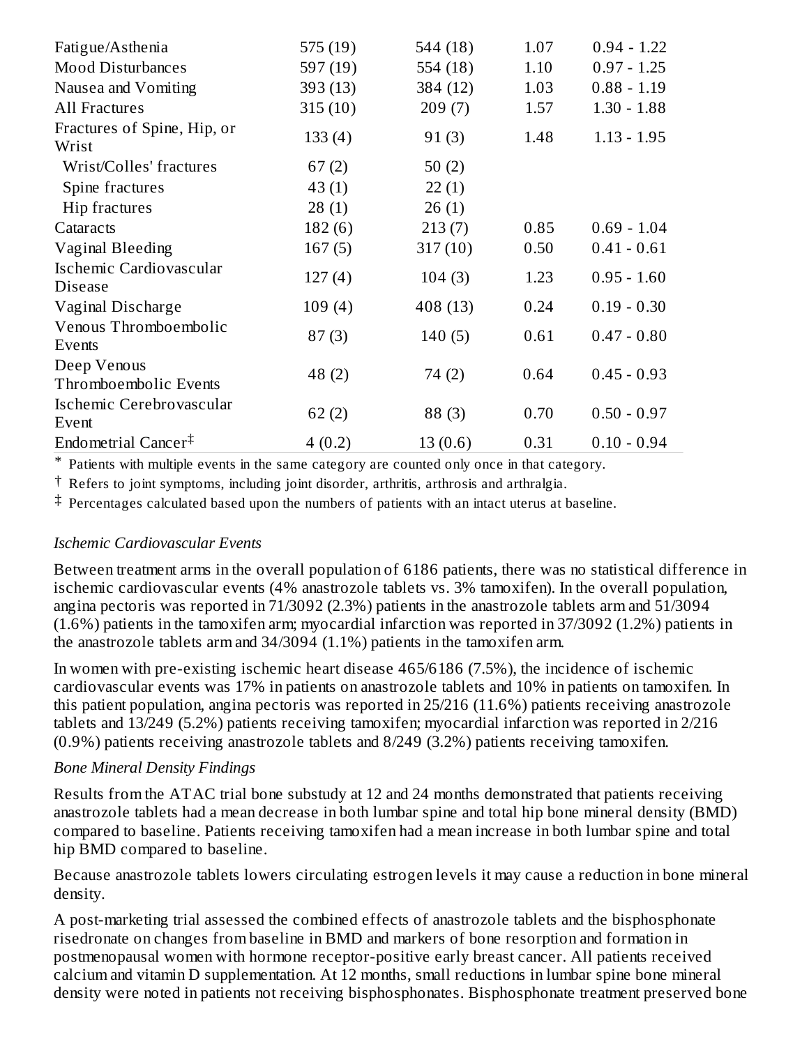| | | | | |
|---|---|---|---|---|
| Fatigue/Asthenia | 575 (19) | 544 (18) | 1.07 | 0.94 - 1.22 |
| Mood Disturbances | 597 (19) | 554 (18) | 1.10 | 0.97 - 1.25 |
| Nausea and Vomiting | 393 (13) | 384 (12) | 1.03 | 0.88 - 1.19 |
| All Fractures | 315 (10) | 209 (7) | 1.57 | 1.30 - 1.88 |
| Fractures of Spine, Hip, or Wrist | 133 (4) | 91 (3) | 1.48 | 1.13 - 1.95 |
| Wrist/Colles' fractures | 67 (2) | 50 (2) | | |
| Spine fractures | 43 (1) | 22 (1) | | |
| Hip fractures | 28 (1) | 26 (1) | | |
| Cataracts | 182 (6) | 213 (7) | 0.85 | 0.69 - 1.04 |
| Vaginal Bleeding | 167 (5) | 317 (10) | 0.50 | 0.41 - 0.61 |
| Ischemic Cardiovascular Disease | 127 (4) | 104 (3) | 1.23 | 0.95 - 1.60 |
| Vaginal Discharge | 109 (4) | 408 (13) | 0.24 | 0.19 - 0.30 |
| Venous Thromboembolic Events | 87 (3) | 140 (5) | 0.61 | 0.47 - 0.80 |
| Deep Venous Thromboembolic Events | 48 (2) | 74 (2) | 0.64 | 0.45 - 0.93 |
| Ischemic Cerebrovascular Event | 62 (2) | 88 (3) | 0.70 | 0.50 - 0.97 |
| Endometrial Cancer‡ | 4 (0.2) | 13 (0.6) | 0.31 | 0.10 - 0.94 |

\* Patients with multiple events in the same category are counted only once in that category.

† Refers to joint symptoms, including joint disorder, arthritis, arthrosis and arthralgia.

‡ Percentages calculated based upon the numbers of patients with an intact uterus at baseline.

*Ischemic Cardiovascular Events*

Between treatment arms in the overall population of 6186 patients, there was no statistical difference in ischemic cardiovascular events (4% anastrozole tablets vs. 3% tamoxifen). In the overall population, angina pectoris was reported in 71/3092 (2.3%) patients in the anastrozole tablets arm and 51/3094 (1.6%) patients in the tamoxifen arm; myocardial infarction was reported in 37/3092 (1.2%) patients in the anastrozole tablets arm and 34/3094 (1.1%) patients in the tamoxifen arm.

In women with pre-existing ischemic heart disease 465/6186 (7.5%), the incidence of ischemic cardiovascular events was 17% in patients on anastrozole tablets and 10% in patients on tamoxifen. In this patient population, angina pectoris was reported in 25/216 (11.6%) patients receiving anastrozole tablets and 13/249 (5.2%) patients receiving tamoxifen; myocardial infarction was reported in 2/216 (0.9%) patients receiving anastrozole tablets and 8/249 (3.2%) patients receiving tamoxifen.

*Bone Mineral Density Findings*

Results from the ATAC trial bone substudy at 12 and 24 months demonstrated that patients receiving anastrozole tablets had a mean decrease in both lumbar spine and total hip bone mineral density (BMD) compared to baseline. Patients receiving tamoxifen had a mean increase in both lumbar spine and total hip BMD compared to baseline.

Because anastrozole tablets lowers circulating estrogen levels it may cause a reduction in bone mineral density.

A post-marketing trial assessed the combined effects of anastrozole tablets and the bisphosphonate risedronate on changes from baseline in BMD and markers of bone resorption and formation in postmenopausal women with hormone receptor-positive early breast cancer. All patients received calcium and vitamin D supplementation. At 12 months, small reductions in lumbar spine bone mineral density were noted in patients not receiving bisphosphonates. Bisphosphonate treatment preserved bone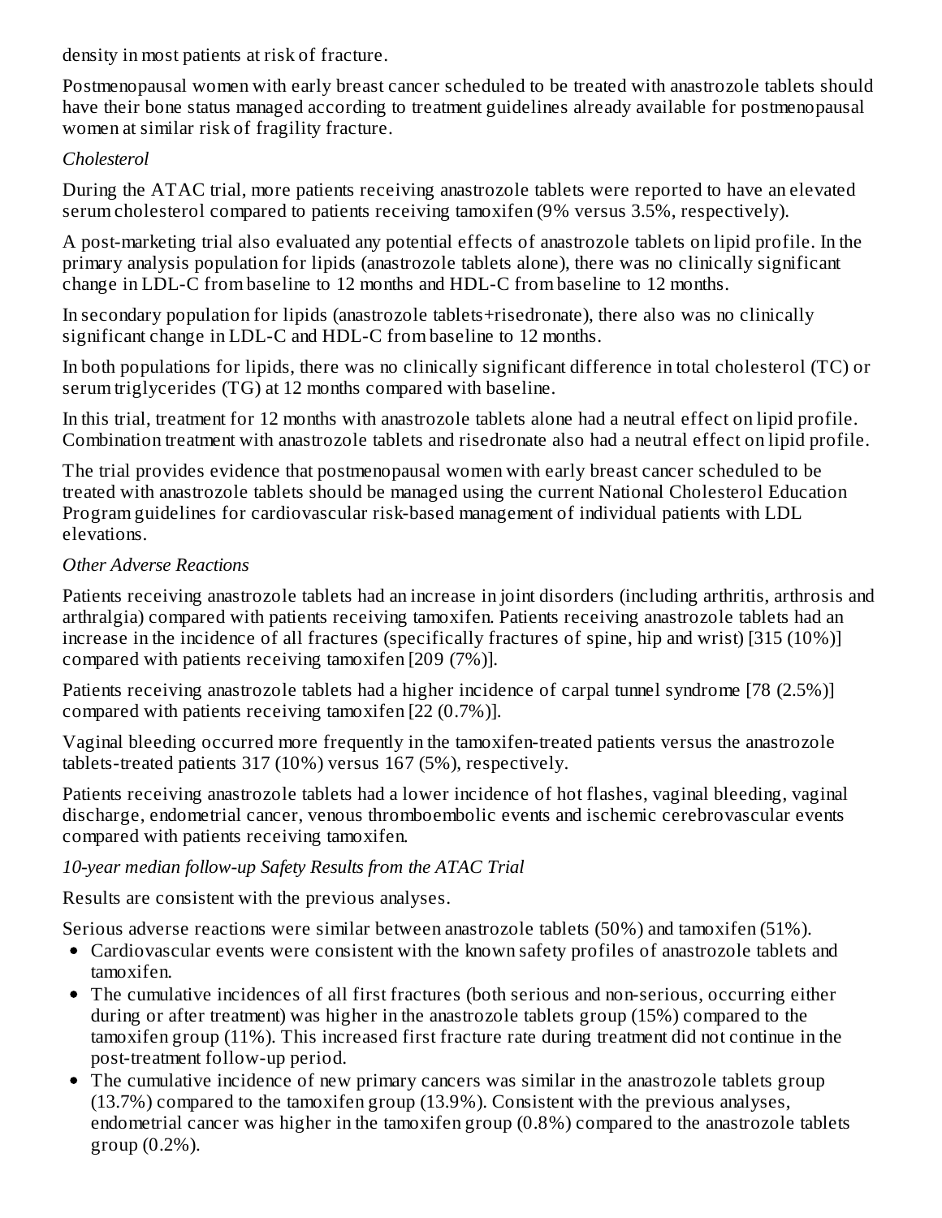density in most patients at risk of fracture.

Postmenopausal women with early breast cancer scheduled to be treated with anastrozole tablets should have their bone status managed according to treatment guidelines already available for postmenopausal women at similar risk of fragility fracture.

*Cholesterol*

During the ATAC trial, more patients receiving anastrozole tablets were reported to have an elevated serum cholesterol compared to patients receiving tamoxifen (9% versus 3.5%, respectively).

A post-marketing trial also evaluated any potential effects of anastrozole tablets on lipid profile. In the primary analysis population for lipids (anastrozole tablets alone), there was no clinically significant change in LDL-C from baseline to 12 months and HDL-C from baseline to 12 months.

In secondary population for lipids (anastrozole tablets+risedronate), there also was no clinically significant change in LDL-C and HDL-C from baseline to 12 months.

In both populations for lipids, there was no clinically significant difference in total cholesterol (TC) or serum triglycerides (TG) at 12 months compared with baseline.

In this trial, treatment for 12 months with anastrozole tablets alone had a neutral effect on lipid profile. Combination treatment with anastrozole tablets and risedronate also had a neutral effect on lipid profile.

The trial provides evidence that postmenopausal women with early breast cancer scheduled to be treated with anastrozole tablets should be managed using the current National Cholesterol Education Program guidelines for cardiovascular risk-based management of individual patients with LDL elevations.

*Other Adverse Reactions*

Patients receiving anastrozole tablets had an increase in joint disorders (including arthritis, arthrosis and arthralgia) compared with patients receiving tamoxifen. Patients receiving anastrozole tablets had an increase in the incidence of all fractures (specifically fractures of spine, hip and wrist) [315 (10%)] compared with patients receiving tamoxifen [209 (7%)].

Patients receiving anastrozole tablets had a higher incidence of carpal tunnel syndrome [78 (2.5%)] compared with patients receiving tamoxifen [22 (0.7%)].

Vaginal bleeding occurred more frequently in the tamoxifen-treated patients versus the anastrozole tablets-treated patients 317 (10%) versus 167 (5%), respectively.

Patients receiving anastrozole tablets had a lower incidence of hot flashes, vaginal bleeding, vaginal discharge, endometrial cancer, venous thromboembolic events and ischemic cerebrovascular events compared with patients receiving tamoxifen.

*10-year median follow-up Safety Results from the ATAC Trial*

Results are consistent with the previous analyses.

Serious adverse reactions were similar between anastrozole tablets (50%) and tamoxifen (51%).

- Cardiovascular events were consistent with the known safety profiles of anastrozole tablets and tamoxifen.
- The cumulative incidences of all first fractures (both serious and non-serious, occurring either during or after treatment) was higher in the anastrozole tablets group (15%) compared to the tamoxifen group (11%). This increased first fracture rate during treatment did not continue in the post-treatment follow-up period.
- The cumulative incidence of new primary cancers was similar in the anastrozole tablets group (13.7%) compared to the tamoxifen group (13.9%). Consistent with the previous analyses, endometrial cancer was higher in the tamoxifen group (0.8%) compared to the anastrozole tablets group (0.2%).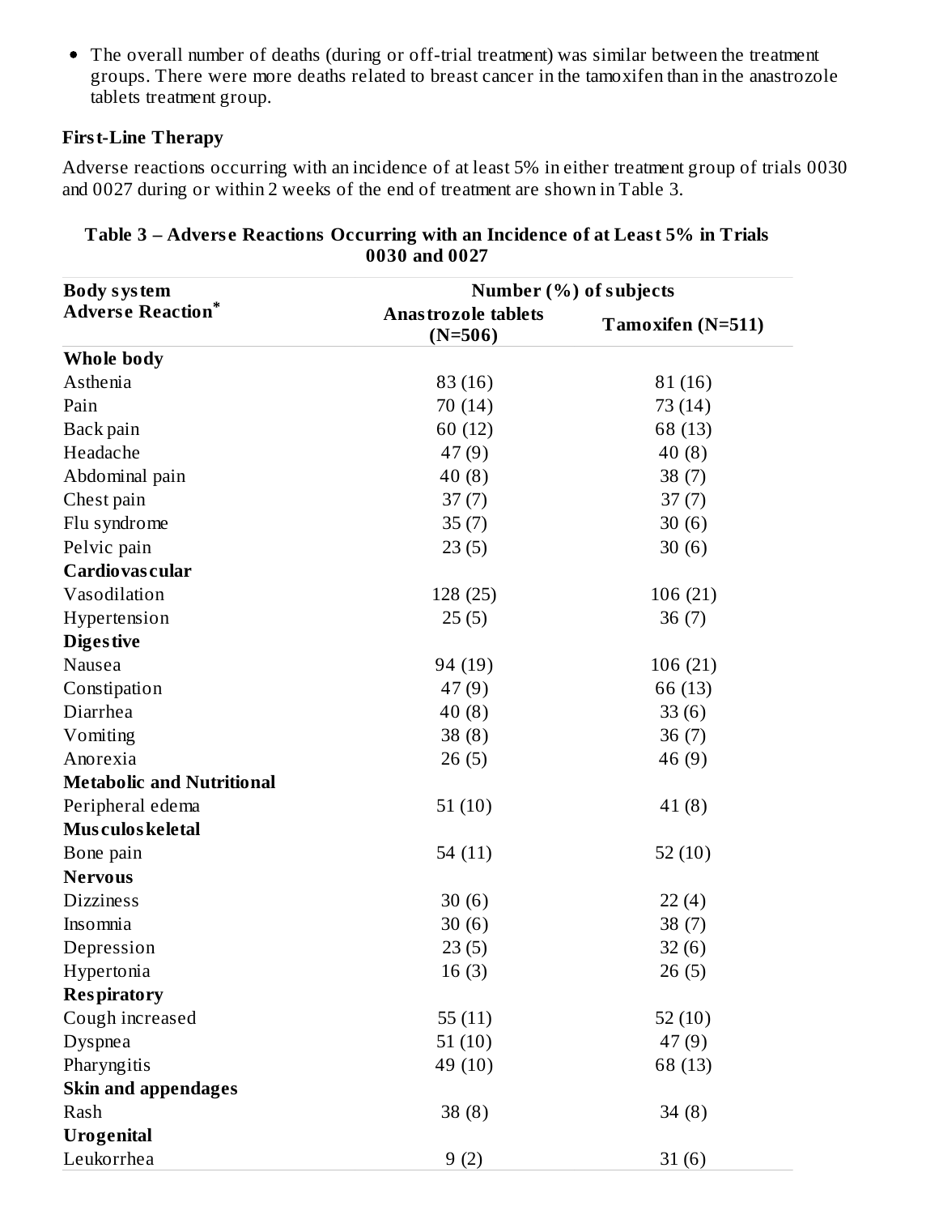- The overall number of deaths (during or off-trial treatment) was similar between the treatment groups. There were more deaths related to breast cancer in the tamoxifen than in the anastrozole tablets treatment group.

### First-Line Therapy

Adverse reactions occurring with an incidence of at least 5% in either treatment group of trials 0030 and 0027 during or within 2 weeks of the end of treatment are shown in Table 3.

**Table 3 – Adverse Reactions Occurring with an Incidence of at Least 5% in Trials 0030 and 0027**

| Body system<br>Adverse Reaction* | Number (%) of subjects | |
|---|---|---|
| | Anastrozole tablets (N=506) | Tamoxifen (N=511) |
| **Whole body** | | |
| Asthenia | 83 (16) | 81 (16) |
| Pain | 70 (14) | 73 (14) |
| Back pain | 60 (12) | 68 (13) |
| Headache | 47 (9) | 40 (8) |
| Abdominal pain | 40 (8) | 38 (7) |
| Chest pain | 37 (7) | 37 (7) |
| Flu syndrome | 35 (7) | 30 (6) |
| Pelvic pain | 23 (5) | 30 (6) |
| **Cardiovascular** | | |
| Vasodilation | 128 (25) | 106 (21) |
| Hypertension | 25 (5) | 36 (7) |
| **Digestive** | | |
| Nausea | 94 (19) | 106 (21) |
| Constipation | 47 (9) | 66 (13) |
| Diarrhea | 40 (8) | 33 (6) |
| Vomiting | 38 (8) | 36 (7) |
| Anorexia | 26 (5) | 46 (9) |
| **Metabolic and Nutritional** | | |
| Peripheral edema | 51 (10) | 41 (8) |
| **Musculoskeletal** | | |
| Bone pain | 54 (11) | 52 (10) |
| **Nervous** | | |
| Dizziness | 30 (6) | 22 (4) |
| Insomnia | 30 (6) | 38 (7) |
| Depression | 23 (5) | 32 (6) |
| Hypertonia | 16 (3) | 26 (5) |
| **Respiratory** | | |
| Cough increased | 55 (11) | 52 (10) |
| Dyspnea | 51 (10) | 47 (9) |
| Pharyngitis | 49 (10) | 68 (13) |
| **Skin and appendages** | | |
| Rash | 38 (8) | 34 (8) |
| **Urogenital** | | |
| Leukorrhea | 9 (2) | 31 (6) |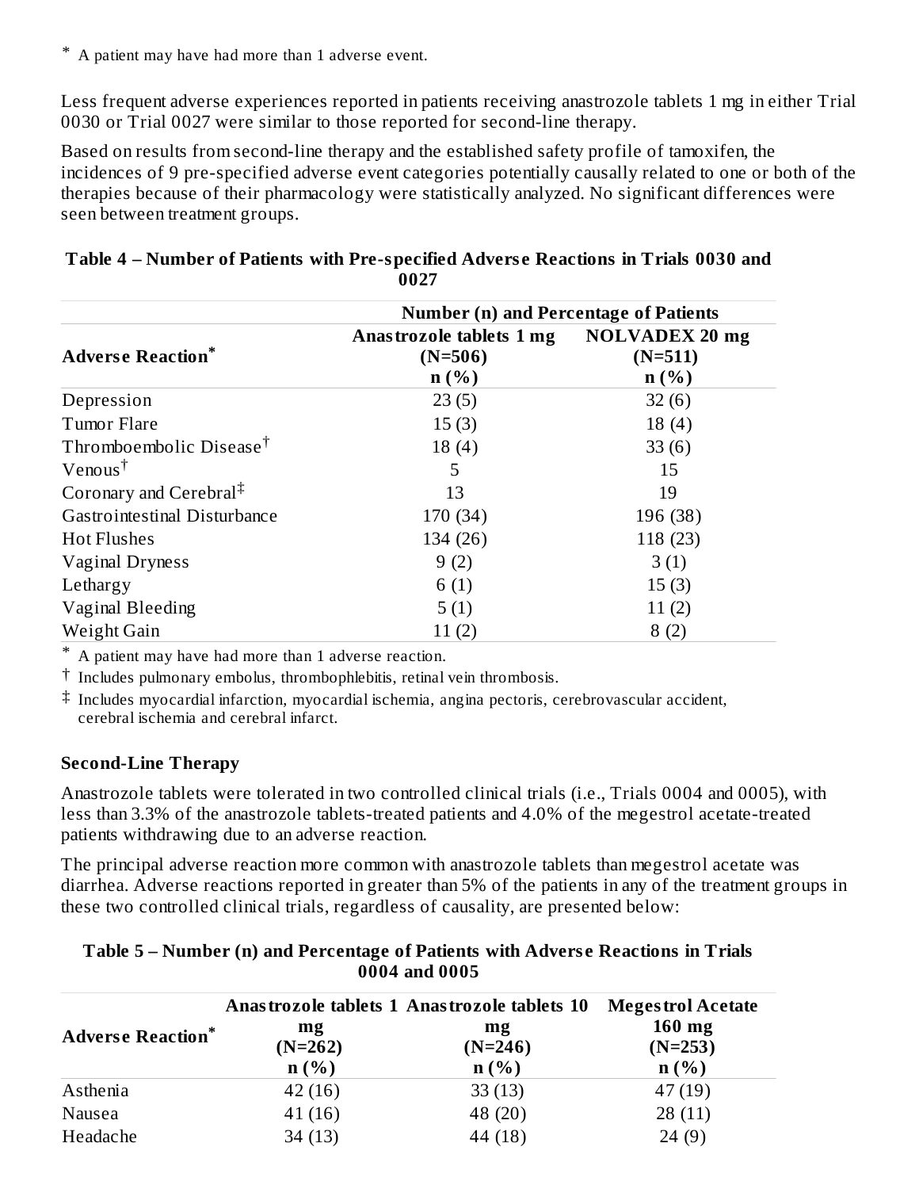* A patient may have had more than 1 adverse event.

Less frequent adverse experiences reported in patients receiving anastrozole tablets 1 mg in either Trial 0030 or Trial 0027 were similar to those reported for second-line therapy.

Based on results from second-line therapy and the established safety profile of tamoxifen, the incidences of 9 pre-specified adverse event categories potentially causally related to one or both of the therapies because of their pharmacology were statistically analyzed. No significant differences were seen between treatment groups.

**Table 4 – Number of Patients with Pre-specified Adverse Reactions in Trials 0030 and 0027**

| | Number (n) and Percentage of Patients | |
|---|---|---|
| **Adverse Reaction*** | **Anastrozole tablets 1 mg (N=506) n (%)** | **NOLVADEX 20 mg (N=511) n (%)** |
| Depression | 23 (5) | 32 (6) |
| Tumor Flare | 15 (3) | 18 (4) |
| Thromboembolic Disease† | 18 (4) | 33 (6) |
| Venous† | 5 | 15 |
| Coronary and Cerebral‡ | 13 | 19 |
| Gastrointestinal Disturbance | 170 (34) | 196 (38) |
| Hot Flushes | 134 (26) | 118 (23) |
| Vaginal Dryness | 9 (2) | 3 (1) |
| Lethargy | 6 (1) | 15 (3) |
| Vaginal Bleeding | 5 (1) | 11 (2) |
| Weight Gain | 11 (2) | 8 (2) |

* A patient may have had more than 1 adverse reaction.

† Includes pulmonary embolus, thrombophlebitis, retinal vein thrombosis.

‡ Includes myocardial infarction, myocardial ischemia, angina pectoris, cerebrovascular accident, cerebral ischemia and cerebral infarct.

### Second-Line Therapy

Anastrozole tablets were tolerated in two controlled clinical trials (i.e., Trials 0004 and 0005), with less than 3.3% of the anastrozole tablets-treated patients and 4.0% of the megestrol acetate-treated patients withdrawing due to an adverse reaction.

The principal adverse reaction more common with anastrozole tablets than megestrol acetate was diarrhea. Adverse reactions reported in greater than 5% of the patients in any of the treatment groups in these two controlled clinical trials, regardless of causality, are presented below:

**Table 5 – Number (n) and Percentage of Patients with Adverse Reactions in Trials 0004 and 0005**

| **Adverse Reaction*** | **Anastrozole tablets 1 mg (N=262) n (%)** | **Anastrozole tablets 10 mg (N=246) n (%)** | **Megestrol Acetate 160 mg (N=253) n (%)** |
|---|---|---|---|
| Asthenia | 42 (16) | 33 (13) | 47 (19) |
| Nausea | 41 (16) | 48 (20) | 28 (11) |
| Headache | 34 (13) | 44 (18) | 24 (9) |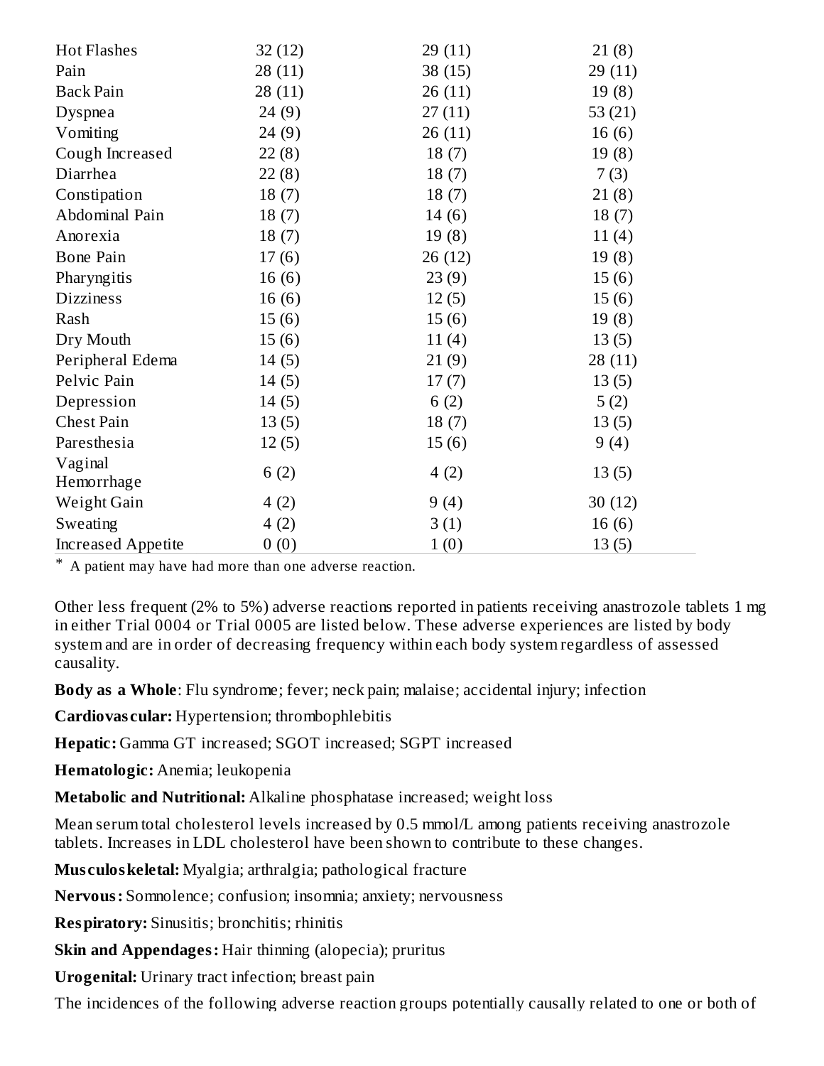| | | | |
|---|---|---|---|
| Hot Flashes | 32 (12) | 29 (11) | 21 (8) |
| Pain | 28 (11) | 38 (15) | 29 (11) |
| Back Pain | 28 (11) | 26 (11) | 19 (8) |
| Dyspnea | 24 (9) | 27 (11) | 53 (21) |
| Vomiting | 24 (9) | 26 (11) | 16 (6) |
| Cough Increased | 22 (8) | 18 (7) | 19 (8) |
| Diarrhea | 22 (8) | 18 (7) | 7 (3) |
| Constipation | 18 (7) | 18 (7) | 21 (8) |
| Abdominal Pain | 18 (7) | 14 (6) | 18 (7) |
| Anorexia | 18 (7) | 19 (8) | 11 (4) |
| Bone Pain | 17 (6) | 26 (12) | 19 (8) |
| Pharyngitis | 16 (6) | 23 (9) | 15 (6) |
| Dizziness | 16 (6) | 12 (5) | 15 (6) |
| Rash | 15 (6) | 15 (6) | 19 (8) |
| Dry Mouth | 15 (6) | 11 (4) | 13 (5) |
| Peripheral Edema | 14 (5) | 21 (9) | 28 (11) |
| Pelvic Pain | 14 (5) | 17 (7) | 13 (5) |
| Depression | 14 (5) | 6 (2) | 5 (2) |
| Chest Pain | 13 (5) | 18 (7) | 13 (5) |
| Paresthesia | 12 (5) | 15 (6) | 9 (4) |
| Vaginal Hemorrhage | 6 (2) | 4 (2) | 13 (5) |
| Weight Gain | 4 (2) | 9 (4) | 30 (12) |
| Sweating | 4 (2) | 3 (1) | 16 (6) |
| Increased Appetite | 0 (0) | 1 (0) | 13 (5) |

* A patient may have had more than one adverse reaction.

Other less frequent (2% to 5%) adverse reactions reported in patients receiving anastrozole tablets 1 mg in either Trial 0004 or Trial 0005 are listed below. These adverse experiences are listed by body system and are in order of decreasing frequency within each body system regardless of assessed causality.

**Body as a Whole**: Flu syndrome; fever; neck pain; malaise; accidental injury; infection

**Cardiovascular:** Hypertension; thrombophlebitis

**Hepatic:** Gamma GT increased; SGOT increased; SGPT increased

**Hematologic:** Anemia; leukopenia

**Metabolic and Nutritional:** Alkaline phosphatase increased; weight loss

Mean serum total cholesterol levels increased by 0.5 mmol/L among patients receiving anastrozole tablets. Increases in LDL cholesterol have been shown to contribute to these changes.

**Musculoskeletal:** Myalgia; arthralgia; pathological fracture

**Nervous:** Somnolence; confusion; insomnia; anxiety; nervousness

**Respiratory:** Sinusitis; bronchitis; rhinitis

**Skin and Appendages:** Hair thinning (alopecia); pruritus

**Urogenital:** Urinary tract infection; breast pain

The incidences of the following adverse reaction groups potentially causally related to one or both of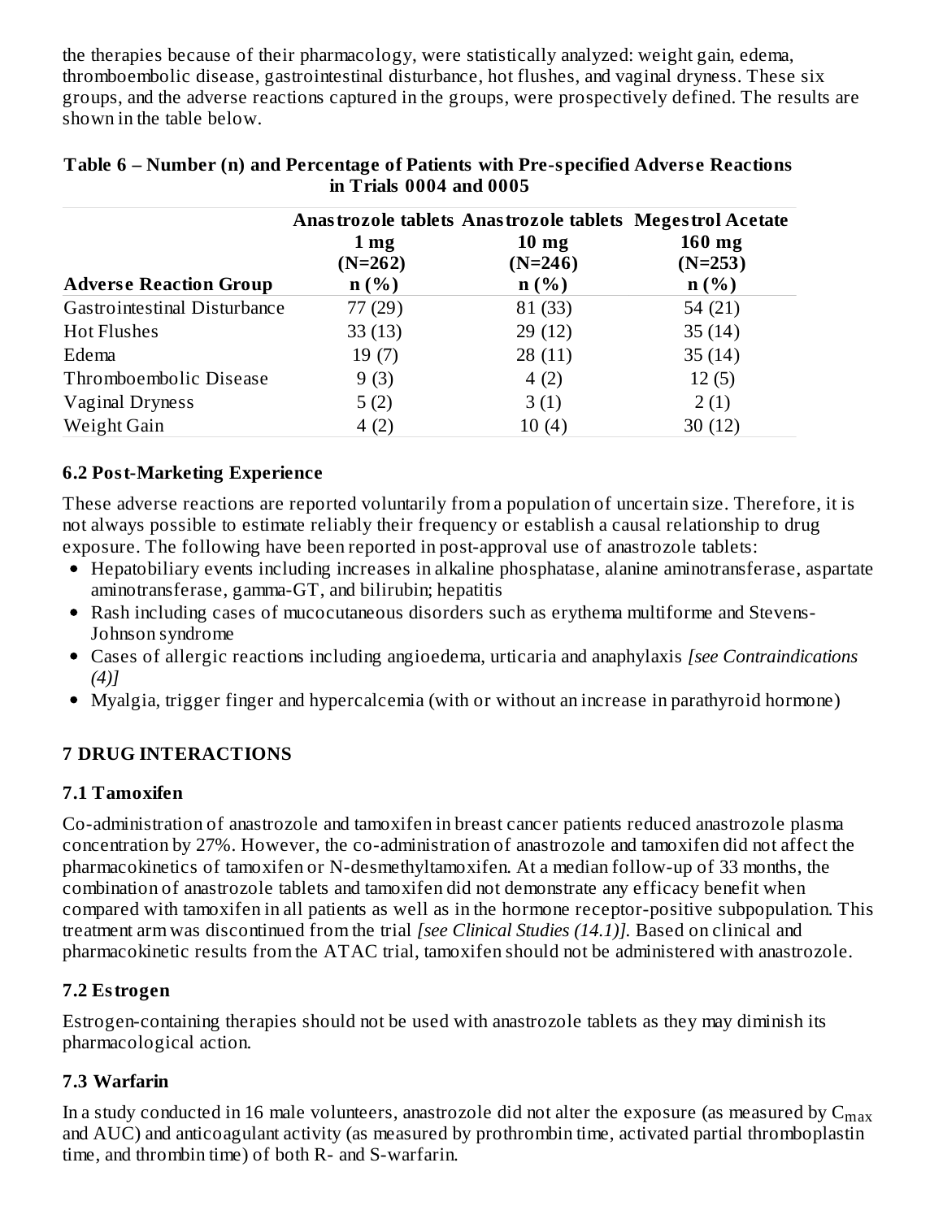the therapies because of their pharmacology, were statistically analyzed: weight gain, edema, thromboembolic disease, gastrointestinal disturbance, hot flushes, and vaginal dryness. These six groups, and the adverse reactions captured in the groups, were prospectively defined. The results are shown in the table below.

**Table 6 – Number (n) and Percentage of Patients with Pre-specified Adverse Reactions in Trials 0004 and 0005**

| Adverse Reaction Group | Anastrozole tablets 1 mg (N=262) n (%) | Anastrozole tablets 10 mg (N=246) n (%) | Megestrol Acetate 160 mg (N=253) n (%) |
|---|---|---|---|
| Gastrointestinal Disturbance | 77 (29) | 81 (33) | 54 (21) |
| Hot Flushes | 33 (13) | 29 (12) | 35 (14) |
| Edema | 19 (7) | 28 (11) | 35 (14) |
| Thromboembolic Disease | 9 (3) | 4 (2) | 12 (5) |
| Vaginal Dryness | 5 (2) | 3 (1) | 2 (1) |
| Weight Gain | 4 (2) | 10 (4) | 30 (12) |

### 6.2 Post-Marketing Experience

These adverse reactions are reported voluntarily from a population of uncertain size. Therefore, it is not always possible to estimate reliably their frequency or establish a causal relationship to drug exposure. The following have been reported in post-approval use of anastrozole tablets:

- Hepatobiliary events including increases in alkaline phosphatase, alanine aminotransferase, aspartate aminotransferase, gamma-GT, and bilirubin; hepatitis
- Rash including cases of mucocutaneous disorders such as erythema multiforme and Stevens-Johnson syndrome
- Cases of allergic reactions including angioedema, urticaria and anaphylaxis *[see Contraindications (4)]*
- Myalgia, trigger finger and hypercalcemia (with or without an increase in parathyroid hormone)

## 7 DRUG INTERACTIONS

### 7.1 Tamoxifen

Co-administration of anastrozole and tamoxifen in breast cancer patients reduced anastrozole plasma concentration by 27%. However, the co-administration of anastrozole and tamoxifen did not affect the pharmacokinetics of tamoxifen or N-desmethyltamoxifen. At a median follow-up of 33 months, the combination of anastrozole tablets and tamoxifen did not demonstrate any efficacy benefit when compared with tamoxifen in all patients as well as in the hormone receptor-positive subpopulation. This treatment arm was discontinued from the trial *[see Clinical Studies (14.1)]*. Based on clinical and pharmacokinetic results from the ATAC trial, tamoxifen should not be administered with anastrozole.

### 7.2 Estrogen

Estrogen-containing therapies should not be used with anastrozole tablets as they may diminish its pharmacological action.

### 7.3 Warfarin

In a study conducted in 16 male volunteers, anastrozole did not alter the exposure (as measured by $C_{max}$ and AUC) and anticoagulant activity (as measured by prothrombin time, activated partial thromboplastin time, and thrombin time) of both R- and S-warfarin.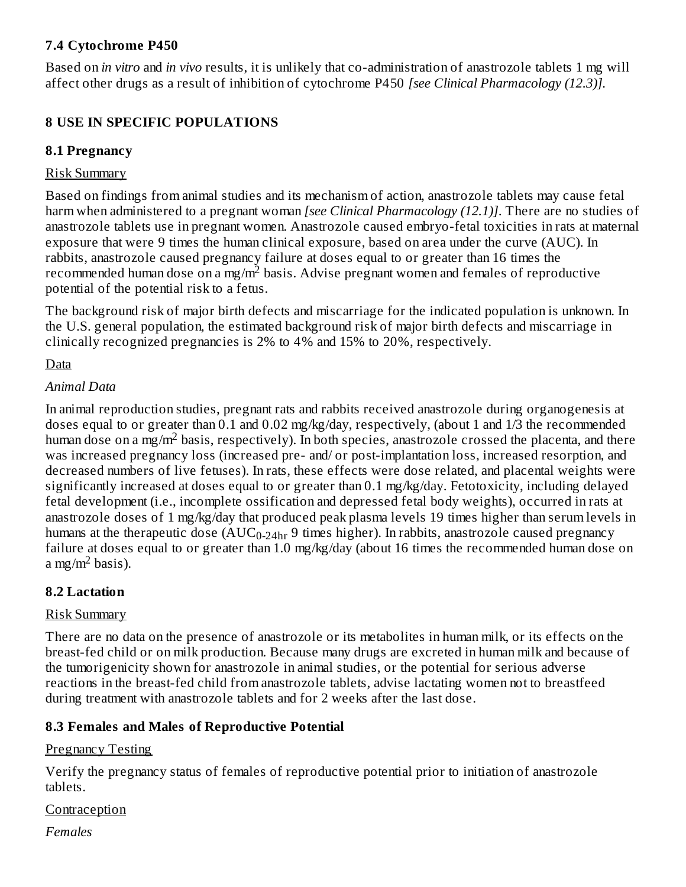### 7.4 Cytochrome P450

Based on *in vitro* and *in vivo* results, it is unlikely that co-administration of anastrozole tablets 1 mg will affect other drugs as a result of inhibition of cytochrome P450 *[see Clinical Pharmacology (12.3)].*

## 8 USE IN SPECIFIC POPULATIONS

### 8.1 Pregnancy

Risk Summary

Based on findings from animal studies and its mechanism of action, anastrozole tablets may cause fetal harm when administered to a pregnant woman *[see Clinical Pharmacology (12.1)].* There are no studies of anastrozole tablets use in pregnant women. Anastrozole caused embryo-fetal toxicities in rats at maternal exposure that were 9 times the human clinical exposure, based on area under the curve (AUC). In rabbits, anastrozole caused pregnancy failure at doses equal to or greater than 16 times the recommended human dose on a $mg/m^2$ basis. Advise pregnant women and females of reproductive potential of the potential risk to a fetus.

The background risk of major birth defects and miscarriage for the indicated population is unknown. In the U.S. general population, the estimated background risk of major birth defects and miscarriage in clinically recognized pregnancies is 2% to 4% and 15% to 20%, respectively.

Data

*Animal Data*

In animal reproduction studies, pregnant rats and rabbits received anastrozole during organogenesis at doses equal to or greater than 0.1 and 0.02 mg/kg/day, respectively, (about 1 and 1/3 the recommended human dose on a $mg/m^2$ basis, respectively). In both species, anastrozole crossed the placenta, and there was increased pregnancy loss (increased pre- and/ or post-implantation loss, increased resorption, and decreased numbers of live fetuses). In rats, these effects were dose related, and placental weights were significantly increased at doses equal to or greater than 0.1 mg/kg/day. Fetotoxicity, including delayed fetal development (i.e., incomplete ossification and depressed fetal body weights), occurred in rats at anastrozole doses of 1 mg/kg/day that produced peak plasma levels 19 times higher than serum levels in humans at the therapeutic dose ($AUC_{0\text{-}24hr}$ 9 times higher). In rabbits, anastrozole caused pregnancy failure at doses equal to or greater than 1.0 mg/kg/day (about 16 times the recommended human dose on a $mg/m^2$ basis).

### 8.2 Lactation

Risk Summary

There are no data on the presence of anastrozole or its metabolites in human milk, or its effects on the breast-fed child or on milk production. Because many drugs are excreted in human milk and because of the tumorigenicity shown for anastrozole in animal studies, or the potential for serious adverse reactions in the breast-fed child from anastrozole tablets, advise lactating women not to breastfeed during treatment with anastrozole tablets and for 2 weeks after the last dose.

### 8.3 Females and Males of Reproductive Potential

Pregnancy Testing

Verify the pregnancy status of females of reproductive potential prior to initiation of anastrozole tablets.

Contraception

*Females*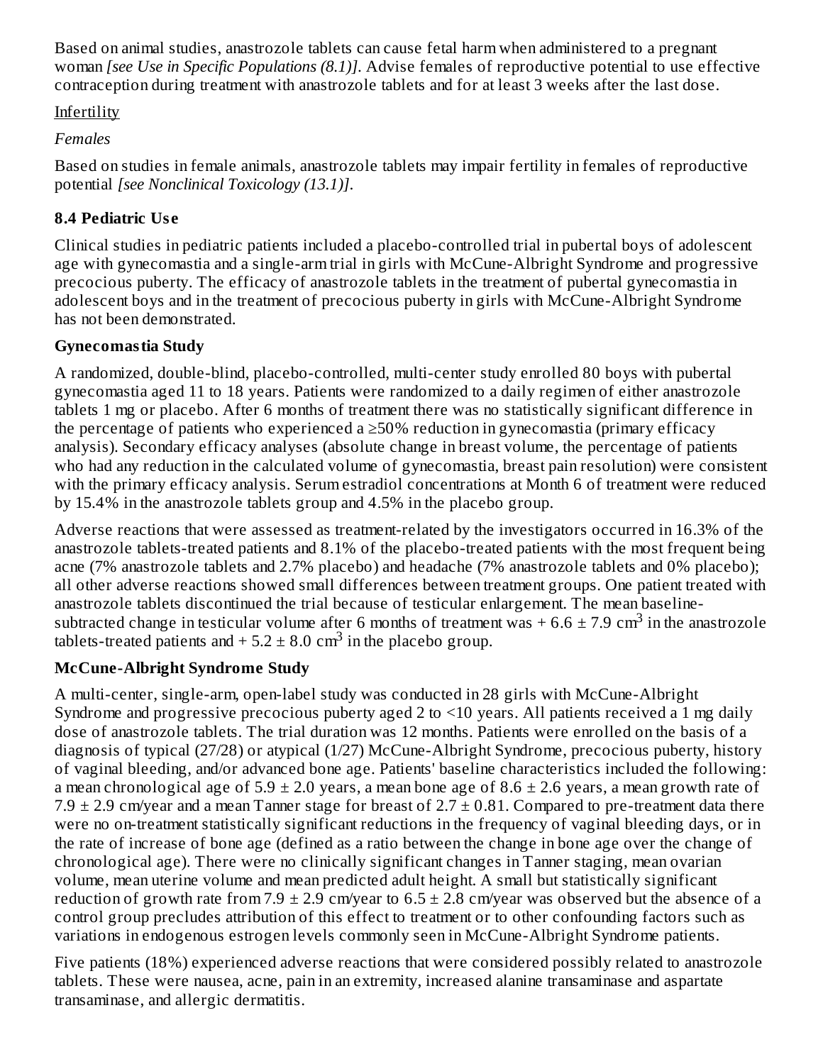Based on animal studies, anastrozole tablets can cause fetal harm when administered to a pregnant woman *[see Use in Specific Populations (8.1)]*. Advise females of reproductive potential to use effective contraception during treatment with anastrozole tablets and for at least 3 weeks after the last dose.

Infertility

*Females*

Based on studies in female animals, anastrozole tablets may impair fertility in females of reproductive potential *[see Nonclinical Toxicology (13.1)]*.

## 8.4 Pediatric Use

Clinical studies in pediatric patients included a placebo-controlled trial in pubertal boys of adolescent age with gynecomastia and a single-arm trial in girls with McCune-Albright Syndrome and progressive precocious puberty. The efficacy of anastrozole tablets in the treatment of pubertal gynecomastia in adolescent boys and in the treatment of precocious puberty in girls with McCune-Albright Syndrome has not been demonstrated.

**Gynecomastia Study**

A randomized, double-blind, placebo-controlled, multi-center study enrolled 80 boys with pubertal gynecomastia aged 11 to 18 years. Patients were randomized to a daily regimen of either anastrozole tablets 1 mg or placebo. After 6 months of treatment there was no statistically significant difference in the percentage of patients who experienced a ≥50% reduction in gynecomastia (primary efficacy analysis). Secondary efficacy analyses (absolute change in breast volume, the percentage of patients who had any reduction in the calculated volume of gynecomastia, breast pain resolution) were consistent with the primary efficacy analysis. Serum estradiol concentrations at Month 6 of treatment were reduced by 15.4% in the anastrozole tablets group and 4.5% in the placebo group.

Adverse reactions that were assessed as treatment-related by the investigators occurred in 16.3% of the anastrozole tablets-treated patients and 8.1% of the placebo-treated patients with the most frequent being acne (7% anastrozole tablets and 2.7% placebo) and headache (7% anastrozole tablets and 0% placebo); all other adverse reactions showed small differences between treatment groups. One patient treated with anastrozole tablets discontinued the trial because of testicular enlargement. The mean baseline-subtracted change in testicular volume after 6 months of treatment was + 6.6 ± 7.9 $cm^3$ in the anastrozole tablets-treated patients and + 5.2 ± 8.0 $cm^3$ in the placebo group.

**McCune-Albright Syndrome Study**

A multi-center, single-arm, open-label study was conducted in 28 girls with McCune-Albright Syndrome and progressive precocious puberty aged 2 to <10 years. All patients received a 1 mg daily dose of anastrozole tablets. The trial duration was 12 months. Patients were enrolled on the basis of a diagnosis of typical (27/28) or atypical (1/27) McCune-Albright Syndrome, precocious puberty, history of vaginal bleeding, and/or advanced bone age. Patients' baseline characteristics included the following: a mean chronological age of 5.9 ± 2.0 years, a mean bone age of 8.6 ± 2.6 years, a mean growth rate of 7.9 ± 2.9 cm/year and a mean Tanner stage for breast of 2.7 ± 0.81. Compared to pre-treatment data there were no on-treatment statistically significant reductions in the frequency of vaginal bleeding days, or in the rate of increase of bone age (defined as a ratio between the change in bone age over the change of chronological age). There were no clinically significant changes in Tanner staging, mean ovarian volume, mean uterine volume and mean predicted adult height. A small but statistically significant reduction of growth rate from 7.9 ± 2.9 cm/year to 6.5 ± 2.8 cm/year was observed but the absence of a control group precludes attribution of this effect to treatment or to other confounding factors such as variations in endogenous estrogen levels commonly seen in McCune-Albright Syndrome patients.

Five patients (18%) experienced adverse reactions that were considered possibly related to anastrozole tablets. These were nausea, acne, pain in an extremity, increased alanine transaminase and aspartate transaminase, and allergic dermatitis.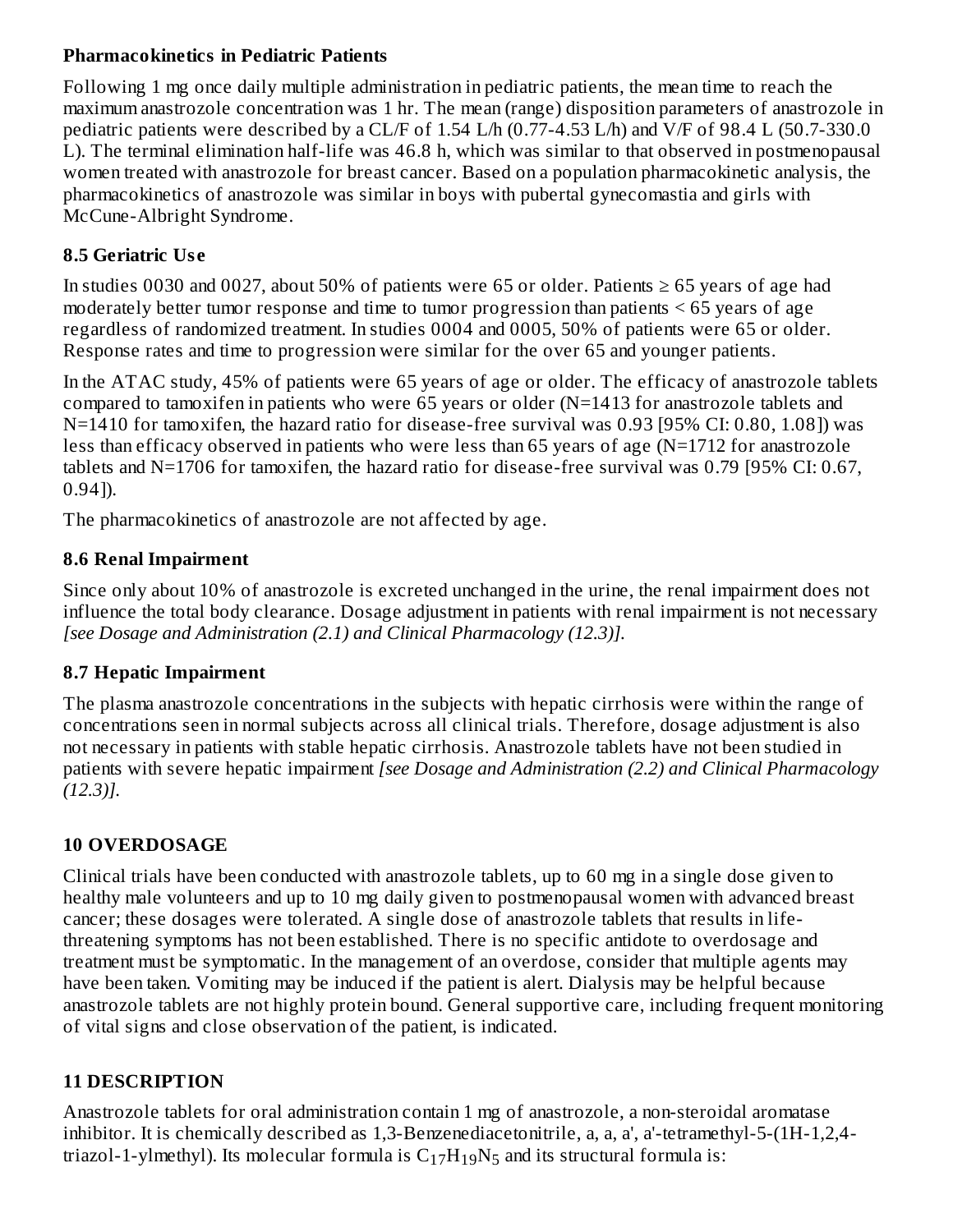**Pharmacokinetics in Pediatric Patients**

Following 1 mg once daily multiple administration in pediatric patients, the mean time to reach the maximum anastrozole concentration was 1 hr. The mean (range) disposition parameters of anastrozole in pediatric patients were described by a CL/F of 1.54 L/h (0.77-4.53 L/h) and V/F of 98.4 L (50.7-330.0 L). The terminal elimination half-life was 46.8 h, which was similar to that observed in postmenopausal women treated with anastrozole for breast cancer. Based on a population pharmacokinetic analysis, the pharmacokinetics of anastrozole was similar in boys with pubertal gynecomastia and girls with McCune-Albright Syndrome.

### 8.5 Geriatric Use

In studies 0030 and 0027, about 50% of patients were 65 or older. Patients ≥ 65 years of age had moderately better tumor response and time to tumor progression than patients < 65 years of age regardless of randomized treatment. In studies 0004 and 0005, 50% of patients were 65 or older. Response rates and time to progression were similar for the over 65 and younger patients.

In the ATAC study, 45% of patients were 65 years of age or older. The efficacy of anastrozole tablets compared to tamoxifen in patients who were 65 years or older (N=1413 for anastrozole tablets and N=1410 for tamoxifen, the hazard ratio for disease-free survival was 0.93 [95% CI: 0.80, 1.08]) was less than efficacy observed in patients who were less than 65 years of age (N=1712 for anastrozole tablets and N=1706 for tamoxifen, the hazard ratio for disease-free survival was 0.79 [95% CI: 0.67, 0.94]).

The pharmacokinetics of anastrozole are not affected by age.

### 8.6 Renal Impairment

Since only about 10% of anastrozole is excreted unchanged in the urine, the renal impairment does not influence the total body clearance. Dosage adjustment in patients with renal impairment is not necessary *[see Dosage and Administration (2.1) and Clinical Pharmacology (12.3)]*.

### 8.7 Hepatic Impairment

The plasma anastrozole concentrations in the subjects with hepatic cirrhosis were within the range of concentrations seen in normal subjects across all clinical trials. Therefore, dosage adjustment is also not necessary in patients with stable hepatic cirrhosis. Anastrozole tablets have not been studied in patients with severe hepatic impairment *[see Dosage and Administration (2.2) and Clinical Pharmacology (12.3)]*.

## 10 OVERDOSAGE

Clinical trials have been conducted with anastrozole tablets, up to 60 mg in a single dose given to healthy male volunteers and up to 10 mg daily given to postmenopausal women with advanced breast cancer; these dosages were tolerated. A single dose of anastrozole tablets that results in life-threatening symptoms has not been established. There is no specific antidote to overdosage and treatment must be symptomatic. In the management of an overdose, consider that multiple agents may have been taken. Vomiting may be induced if the patient is alert. Dialysis may be helpful because anastrozole tablets are not highly protein bound. General supportive care, including frequent monitoring of vital signs and close observation of the patient, is indicated.

## 11 DESCRIPTION

Anastrozole tablets for oral administration contain 1 mg of anastrozole, a non-steroidal aromatase inhibitor. It is chemically described as 1,3-Benzenediacetonitrile, a, a, a', a'-tetramethyl-5-(1H-1,2,4-triazol-1-ylmethyl). Its molecular formula is $C_{17}H_{19}N_5$ and its structural formula is: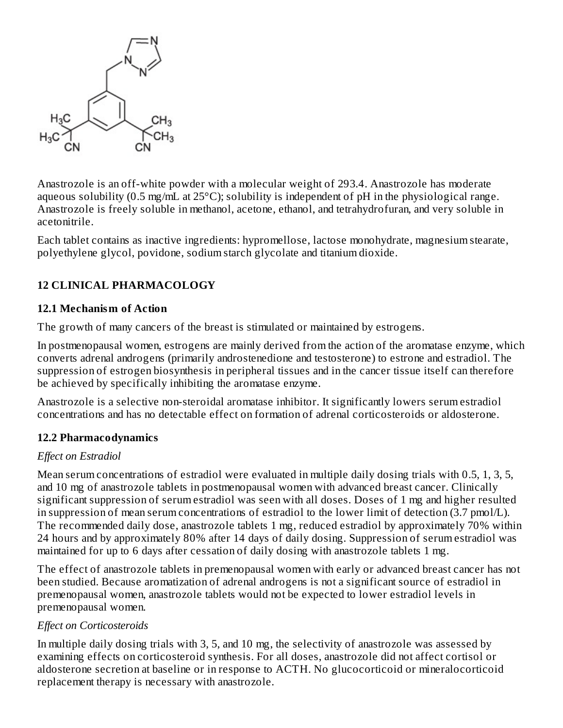Anastrozole is an off-white powder with a molecular weight of 293.4. Anastrozole has moderate aqueous solubility (0.5 mg/mL at 25°C); solubility is independent of pH in the physiological range. Anastrozole is freely soluble in methanol, acetone, ethanol, and tetrahydrofuran, and very soluble in acetonitrile.

Each tablet contains as inactive ingredients: hypromellose, lactose monohydrate, magnesium stearate, polyethylene glycol, povidone, sodium starch glycolate and titanium dioxide.

## 12 CLINICAL PHARMACOLOGY

### 12.1 Mechanism of Action

The growth of many cancers of the breast is stimulated or maintained by estrogens.

In postmenopausal women, estrogens are mainly derived from the action of the aromatase enzyme, which converts adrenal androgens (primarily androstenedione and testosterone) to estrone and estradiol. The suppression of estrogen biosynthesis in peripheral tissues and in the cancer tissue itself can therefore be achieved by specifically inhibiting the aromatase enzyme.

Anastrozole is a selective non-steroidal aromatase inhibitor. It significantly lowers serum estradiol concentrations and has no detectable effect on formation of adrenal corticosteroids or aldosterone.

### 12.2 Pharmacodynamics

*Effect on Estradiol*

Mean serum concentrations of estradiol were evaluated in multiple daily dosing trials with 0.5, 1, 3, 5, and 10 mg of anastrozole tablets in postmenopausal women with advanced breast cancer. Clinically significant suppression of serum estradiol was seen with all doses. Doses of 1 mg and higher resulted in suppression of mean serum concentrations of estradiol to the lower limit of detection (3.7 pmol/L). The recommended daily dose, anastrozole tablets 1 mg, reduced estradiol by approximately 70% within 24 hours and by approximately 80% after 14 days of daily dosing. Suppression of serum estradiol was maintained for up to 6 days after cessation of daily dosing with anastrozole tablets 1 mg.

The effect of anastrozole tablets in premenopausal women with early or advanced breast cancer has not been studied. Because aromatization of adrenal androgens is not a significant source of estradiol in premenopausal women, anastrozole tablets would not be expected to lower estradiol levels in premenopausal women.

*Effect on Corticosteroids*

In multiple daily dosing trials with 3, 5, and 10 mg, the selectivity of anastrozole was assessed by examining effects on corticosteroid synthesis. For all doses, anastrozole did not affect cortisol or aldosterone secretion at baseline or in response to ACTH. No glucocorticoid or mineralocorticoid replacement therapy is necessary with anastrozole.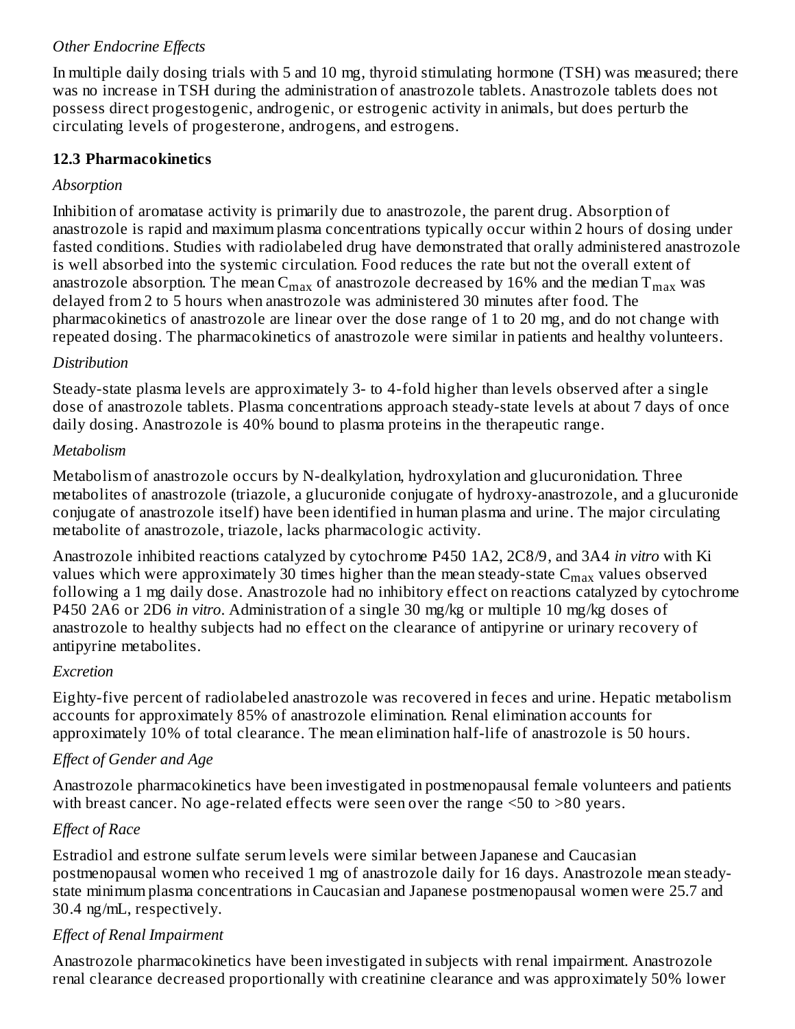*Other Endocrine Effects*

In multiple daily dosing trials with 5 and 10 mg, thyroid stimulating hormone (TSH) was measured; there was no increase in TSH during the administration of anastrozole tablets. Anastrozole tablets does not possess direct progestogenic, androgenic, or estrogenic activity in animals, but does perturb the circulating levels of progesterone, androgens, and estrogens.

### 12.3 Pharmacokinetics

*Absorption*

Inhibition of aromatase activity is primarily due to anastrozole, the parent drug. Absorption of anastrozole is rapid and maximum plasma concentrations typically occur within 2 hours of dosing under fasted conditions. Studies with radiolabeled drug have demonstrated that orally administered anastrozole is well absorbed into the systemic circulation. Food reduces the rate but not the overall extent of anastrozole absorption. The mean $C_{max}$ of anastrozole decreased by 16% and the median $T_{max}$ was delayed from 2 to 5 hours when anastrozole was administered 30 minutes after food. The pharmacokinetics of anastrozole are linear over the dose range of 1 to 20 mg, and do not change with repeated dosing. The pharmacokinetics of anastrozole were similar in patients and healthy volunteers.

*Distribution*

Steady-state plasma levels are approximately 3- to 4-fold higher than levels observed after a single dose of anastrozole tablets. Plasma concentrations approach steady-state levels at about 7 days of once daily dosing. Anastrozole is 40% bound to plasma proteins in the therapeutic range.

*Metabolism*

Metabolism of anastrozole occurs by N-dealkylation, hydroxylation and glucuronidation. Three metabolites of anastrozole (triazole, a glucuronide conjugate of hydroxy-anastrozole, and a glucuronide conjugate of anastrozole itself) have been identified in human plasma and urine. The major circulating metabolite of anastrozole, triazole, lacks pharmacologic activity.

Anastrozole inhibited reactions catalyzed by cytochrome P450 1A2, 2C8/9, and 3A4 *in vitro* with Ki values which were approximately 30 times higher than the mean steady-state $C_{max}$ values observed following a 1 mg daily dose. Anastrozole had no inhibitory effect on reactions catalyzed by cytochrome P450 2A6 or 2D6 *in vitro*. Administration of a single 30 mg/kg or multiple 10 mg/kg doses of anastrozole to healthy subjects had no effect on the clearance of antipyrine or urinary recovery of antipyrine metabolites.

*Excretion*

Eighty-five percent of radiolabeled anastrozole was recovered in feces and urine. Hepatic metabolism accounts for approximately 85% of anastrozole elimination. Renal elimination accounts for approximately 10% of total clearance. The mean elimination half-life of anastrozole is 50 hours.

*Effect of Gender and Age*

Anastrozole pharmacokinetics have been investigated in postmenopausal female volunteers and patients with breast cancer. No age-related effects were seen over the range <50 to >80 years.

*Effect of Race*

Estradiol and estrone sulfate serum levels were similar between Japanese and Caucasian postmenopausal women who received 1 mg of anastrozole daily for 16 days. Anastrozole mean steady-state minimum plasma concentrations in Caucasian and Japanese postmenopausal women were 25.7 and 30.4 ng/mL, respectively.

*Effect of Renal Impairment*

Anastrozole pharmacokinetics have been investigated in subjects with renal impairment. Anastrozole renal clearance decreased proportionally with creatinine clearance and was approximately 50% lower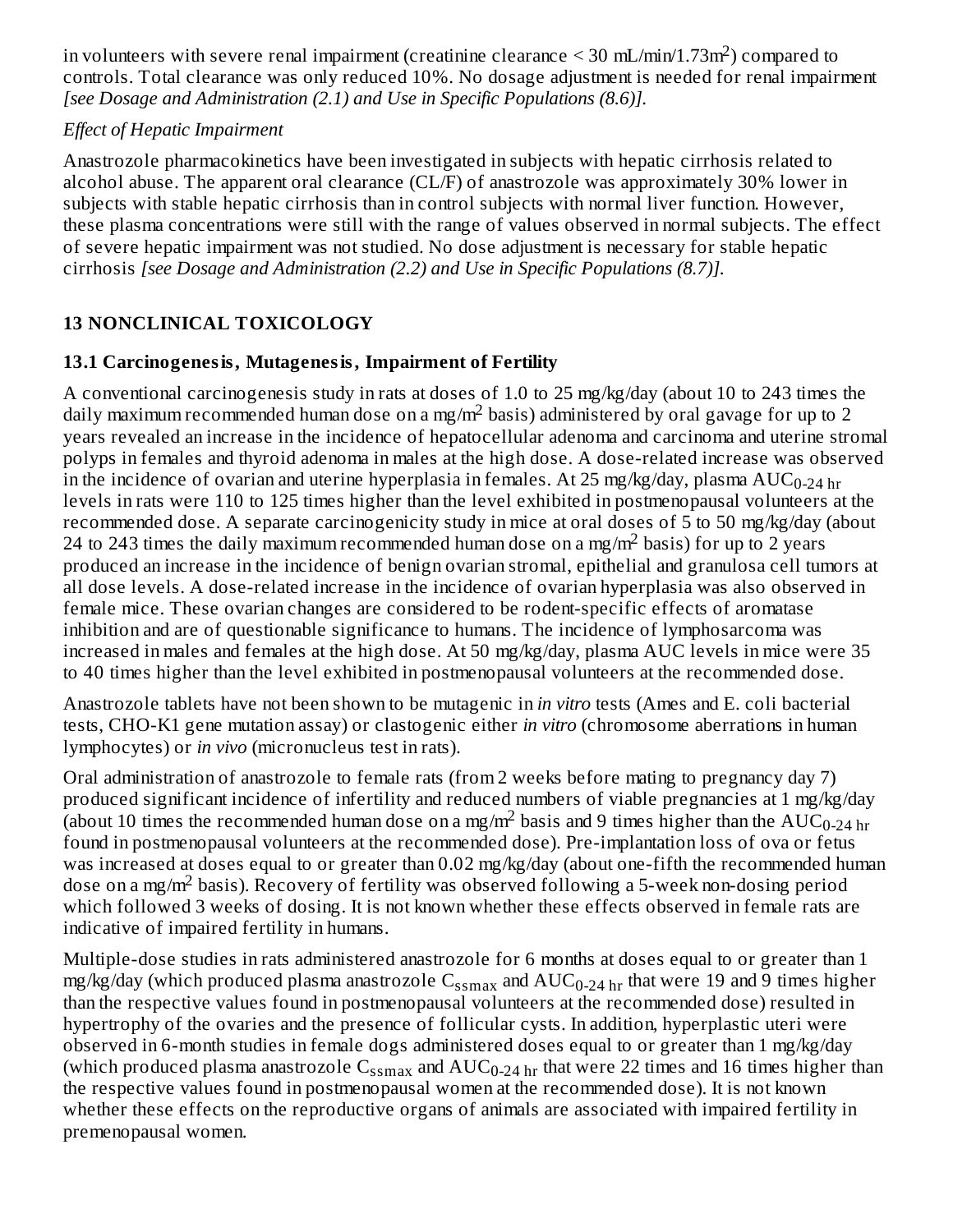in volunteers with severe renal impairment (creatinine clearance < 30 mL/min/1.73m$^2$) compared to controls. Total clearance was only reduced 10%. No dosage adjustment is needed for renal impairment *[see Dosage and Administration (2.1) and Use in Specific Populations (8.6)].*

*Effect of Hepatic Impairment*

Anastrozole pharmacokinetics have been investigated in subjects with hepatic cirrhosis related to alcohol abuse. The apparent oral clearance (CL/F) of anastrozole was approximately 30% lower in subjects with stable hepatic cirrhosis than in control subjects with normal liver function. However, these plasma concentrations were still with the range of values observed in normal subjects. The effect of severe hepatic impairment was not studied. No dose adjustment is necessary for stable hepatic cirrhosis *[see Dosage and Administration (2.2) and Use in Specific Populations (8.7)].*

## 13 NONCLINICAL TOXICOLOGY

### 13.1 Carcinogenesis, Mutagenesis, Impairment of Fertility

A conventional carcinogenesis study in rats at doses of 1.0 to 25 mg/kg/day (about 10 to 243 times the daily maximum recommended human dose on a mg/m$^2$ basis) administered by oral gavage for up to 2 years revealed an increase in the incidence of hepatocellular adenoma and carcinoma and uterine stromal polyps in females and thyroid adenoma in males at the high dose. A dose-related increase was observed in the incidence of ovarian and uterine hyperplasia in females. At 25 mg/kg/day, plasma $AUC_{0\text{-}24\text{ hr}}$ levels in rats were 110 to 125 times higher than the level exhibited in postmenopausal volunteers at the recommended dose. A separate carcinogenicity study in mice at oral doses of 5 to 50 mg/kg/day (about 24 to 243 times the daily maximum recommended human dose on a mg/m$^2$ basis) for up to 2 years produced an increase in the incidence of benign ovarian stromal, epithelial and granulosa cell tumors at all dose levels. A dose-related increase in the incidence of ovarian hyperplasia was also observed in female mice. These ovarian changes are considered to be rodent-specific effects of aromatase inhibition and are of questionable significance to humans. The incidence of lymphosarcoma was increased in males and females at the high dose. At 50 mg/kg/day, plasma AUC levels in mice were 35 to 40 times higher than the level exhibited in postmenopausal volunteers at the recommended dose.

Anastrozole tablets have not been shown to be mutagenic in *in vitro* tests (Ames and E. coli bacterial tests, CHO-K1 gene mutation assay) or clastogenic either *in vitro* (chromosome aberrations in human lymphocytes) or *in vivo* (micronucleus test in rats).

Oral administration of anastrozole to female rats (from 2 weeks before mating to pregnancy day 7) produced significant incidence of infertility and reduced numbers of viable pregnancies at 1 mg/kg/day (about 10 times the recommended human dose on a mg/m$^2$ basis and 9 times higher than the $AUC_{0\text{-}24\text{ hr}}$ found in postmenopausal volunteers at the recommended dose). Pre-implantation loss of ova or fetus was increased at doses equal to or greater than 0.02 mg/kg/day (about one-fifth the recommended human dose on a mg/m$^2$ basis). Recovery of fertility was observed following a 5-week non-dosing period which followed 3 weeks of dosing. It is not known whether these effects observed in female rats are indicative of impaired fertility in humans.

Multiple-dose studies in rats administered anastrozole for 6 months at doses equal to or greater than 1 mg/kg/day (which produced plasma anastrozole $C_{ssmax}$ and $AUC_{0\text{-}24\text{ hr}}$ that were 19 and 9 times higher than the respective values found in postmenopausal volunteers at the recommended dose) resulted in hypertrophy of the ovaries and the presence of follicular cysts. In addition, hyperplastic uteri were observed in 6-month studies in female dogs administered doses equal to or greater than 1 mg/kg/day (which produced plasma anastrozole $C_{ssmax}$ and $AUC_{0\text{-}24\text{ hr}}$ that were 22 times and 16 times higher than the respective values found in postmenopausal women at the recommended dose). It is not known whether these effects on the reproductive organs of animals are associated with impaired fertility in premenopausal women.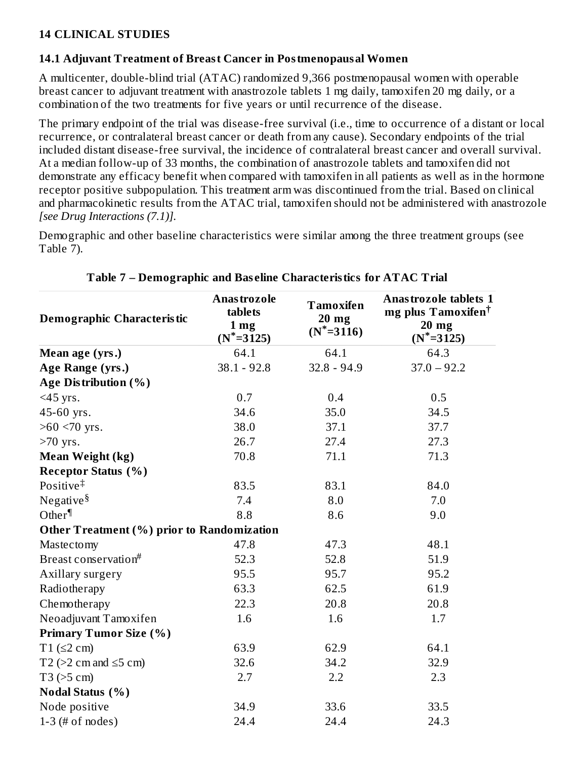## 14 CLINICAL STUDIES

### 14.1 Adjuvant Treatment of Breast Cancer in Postmenopausal Women

A multicenter, double-blind trial (ATAC) randomized 9,366 postmenopausal women with operable breast cancer to adjuvant treatment with anastrozole tablets 1 mg daily, tamoxifen 20 mg daily, or a combination of the two treatments for five years or until recurrence of the disease.

The primary endpoint of the trial was disease-free survival (i.e., time to occurrence of a distant or local recurrence, or contralateral breast cancer or death from any cause). Secondary endpoints of the trial included distant disease-free survival, the incidence of contralateral breast cancer and overall survival. At a median follow-up of 33 months, the combination of anastrozole tablets and tamoxifen did not demonstrate any efficacy benefit when compared with tamoxifen in all patients as well as in the hormone receptor positive subpopulation. This treatment arm was discontinued from the trial. Based on clinical and pharmacokinetic results from the ATAC trial, tamoxifen should not be administered with anastrozole *[see Drug Interactions (7.1)]*.

Demographic and other baseline characteristics were similar among the three treatment groups (see Table 7).

**Table 7 – Demographic and Baseline Characteristics for ATAC Trial**

| Demographic Characteristic | Anastrozole tablets 1 mg (N*=3125) | Tamoxifen 20 mg (N*=3116) | Anastrozole tablets 1 mg plus Tamoxifen† 20 mg (N*=3125) |
|---|---|---|---|
| **Mean age (yrs.)** | 64.1 | 64.1 | 64.3 |
| **Age Range (yrs.)** | 38.1 - 92.8 | 32.8 - 94.9 | 37.0 – 92.2 |
| **Age Distribution (%)** | | | |
| <45 yrs. | 0.7 | 0.4 | 0.5 |
| 45-60 yrs. | 34.6 | 35.0 | 34.5 |
| >60 <70 yrs. | 38.0 | 37.1 | 37.7 |
| >70 yrs. | 26.7 | 27.4 | 27.3 |
| **Mean Weight (kg)** | 70.8 | 71.1 | 71.3 |
| **Receptor Status (%)** | | | |
| Positive‡ | 83.5 | 83.1 | 84.0 |
| Negative§ | 7.4 | 8.0 | 7.0 |
| Other¶ | 8.8 | 8.6 | 9.0 |
| **Other Treatment (%) prior to Randomization** | | | |
| Mastectomy | 47.8 | 47.3 | 48.1 |
| Breast conservation# | 52.3 | 52.8 | 51.9 |
| Axillary surgery | 95.5 | 95.7 | 95.2 |
| Radiotherapy | 63.3 | 62.5 | 61.9 |
| Chemotherapy | 22.3 | 20.8 | 20.8 |
| Neoadjuvant Tamoxifen | 1.6 | 1.6 | 1.7 |
| **Primary Tumor Size (%)** | | | |
| T1 (≤2 cm) | 63.9 | 62.9 | 64.1 |
| T2 (>2 cm and ≤5 cm) | 32.6 | 34.2 | 32.9 |
| T3 (>5 cm) | 2.7 | 2.2 | 2.3 |
| **Nodal Status (%)** | | | |
| Node positive | 34.9 | 33.6 | 33.5 |
| 1-3 (# of nodes) | 24.4 | 24.4 | 24.3 |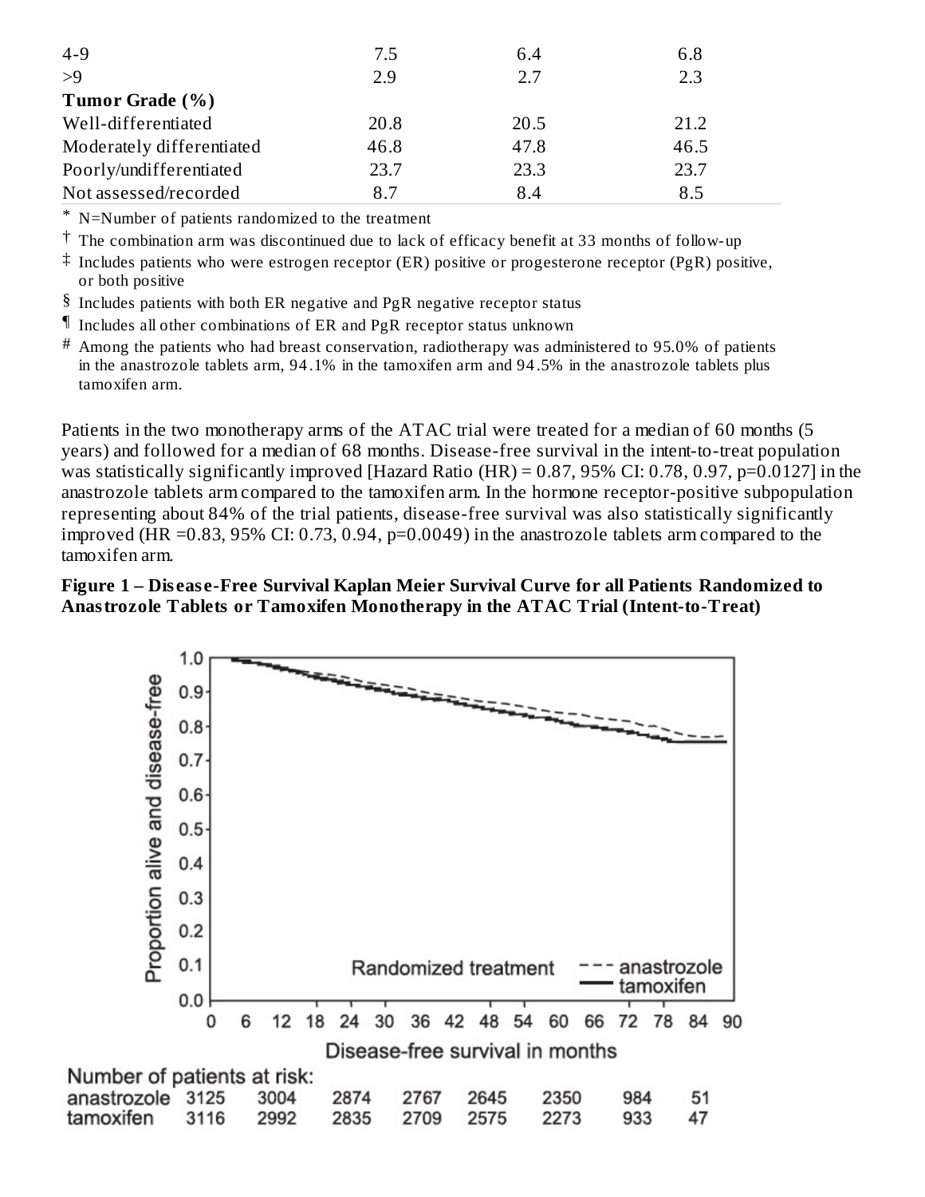| | | | |
|---|---|---|---|
| 4-9 | 7.5 | 6.4 | 6.8 |
| >9 | 2.9 | 2.7 | 2.3 |
| **Tumor Grade (%)** | | | |
| Well-differentiated | 20.8 | 20.5 | 21.2 |
| Moderately differentiated | 46.8 | 47.8 | 46.5 |
| Poorly/undifferentiated | 23.7 | 23.3 | 23.7 |
| Not assessed/recorded | 8.7 | 8.4 | 8.5 |

\* N=Number of patients randomized to the treatment

† The combination arm was discontinued due to lack of efficacy benefit at 33 months of follow-up

‡ Includes patients who were estrogen receptor (ER) positive or progesterone receptor (PgR) positive, or both positive

§ Includes patients with both ER negative and PgR negative receptor status

¶ Includes all other combinations of ER and PgR receptor status unknown

\# Among the patients who had breast conservation, radiotherapy was administered to 95.0% of patients in the anastrozole tablets arm, 94.1% in the tamoxifen arm and 94.5% in the anastrozole tablets plus tamoxifen arm.

Patients in the two monotherapy arms of the ATAC trial were treated for a median of 60 months (5 years) and followed for a median of 68 months. Disease-free survival in the intent-to-treat population was statistically significantly improved [Hazard Ratio (HR) = 0.87, 95% CI: 0.78, 0.97, p=0.0127] in the anastrozole tablets arm compared to the tamoxifen arm. In the hormone receptor-positive subpopulation representing about 84% of the trial patients, disease-free survival was also statistically significantly improved (HR =0.83, 95% CI: 0.73, 0.94, p=0.0049) in the anastrozole tablets arm compared to the tamoxifen arm.

**Figure 1 – Disease-Free Survival Kaplan Meier Survival Curve for all Patients Randomized to Anastrozole Tablets or Tamoxifen Monotherapy in the ATAC Trial (Intent-to-Treat)**

Number of patients at risk:

| | | | | | | | | |
|---|---|---|---|---|---|---|---|---|
| anastrozole | 3125 | 3004 | 2874 | 2767 | 2645 | 2350 | 984 | 51 |
| tamoxifen | 3116 | 2992 | 2835 | 2709 | 2575 | 2273 | 933 | 47 |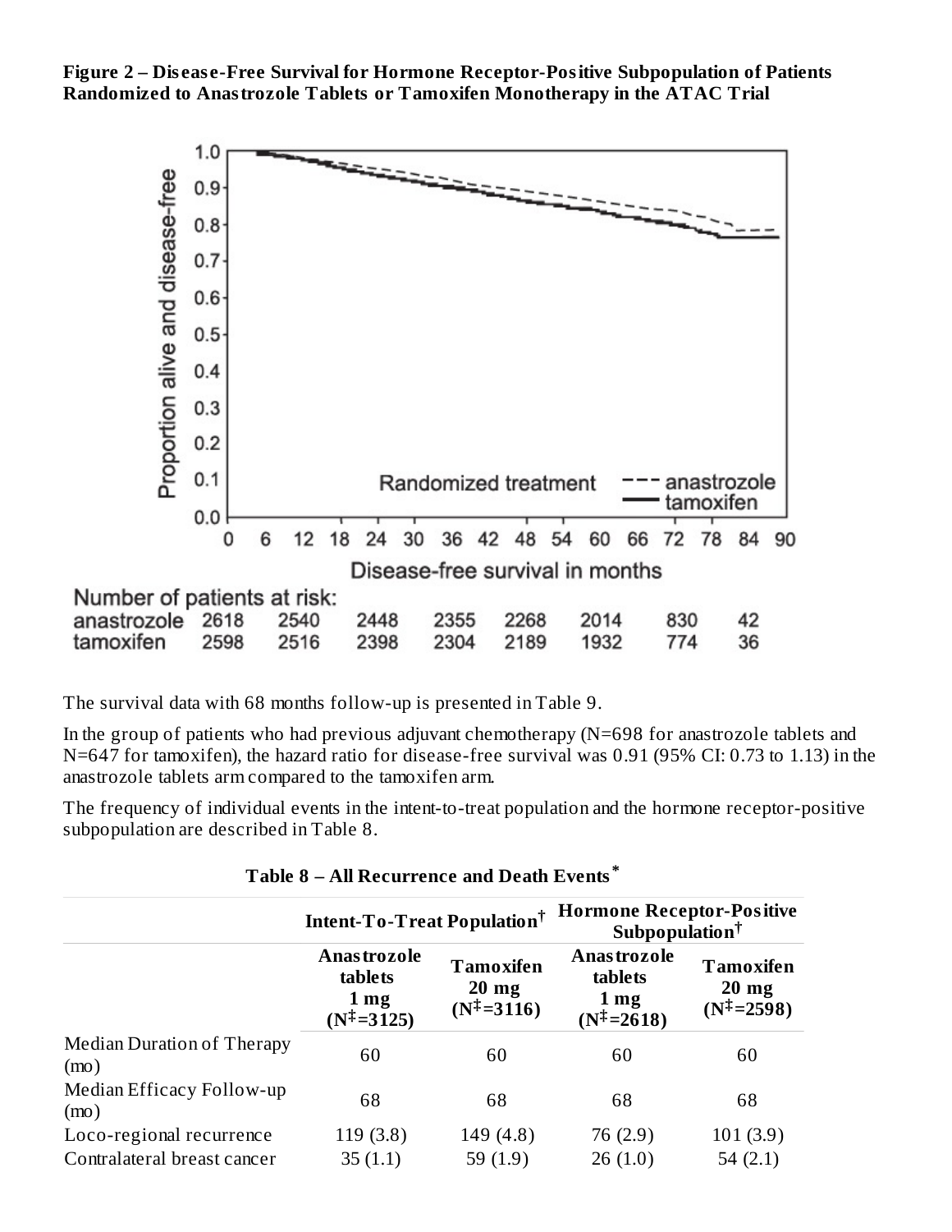**Figure 2 – Disease-Free Survival for Hormone Receptor-Positive Subpopulation of Patients Randomized to Anastrozole Tablets or Tamoxifen Monotherapy in the ATAC Trial**

The survival data with 68 months follow-up is presented in Table 9.

In the group of patients who had previous adjuvant chemotherapy (N=698 for anastrozole tablets and N=647 for tamoxifen), the hazard ratio for disease-free survival was 0.91 (95% CI: 0.73 to 1.13) in the anastrozole tablets arm compared to the tamoxifen arm.

The frequency of individual events in the intent-to-treat population and the hormone receptor-positive subpopulation are described in Table 8.

**Table 8 – All Recurrence and Death Events***

| | Intent-To-Treat Population† | | Hormone Receptor-Positive Subpopulation† | |
|---|---|---|---|---|
| | Anastrozole tablets 1 mg (N‡=3125) | Tamoxifen 20 mg (N‡=3116) | Anastrozole tablets 1 mg (N‡=2618) | Tamoxifen 20 mg (N‡=2598) |
| Median Duration of Therapy (mo) | 60 | 60 | 60 | 60 |
| Median Efficacy Follow-up (mo) | 68 | 68 | 68 | 68 |
| Loco-regional recurrence | 119 (3.8) | 149 (4.8) | 76 (2.9) | 101 (3.9) |
| Contralateral breast cancer | 35 (1.1) | 59 (1.9) | 26 (1.0) | 54 (2.1) |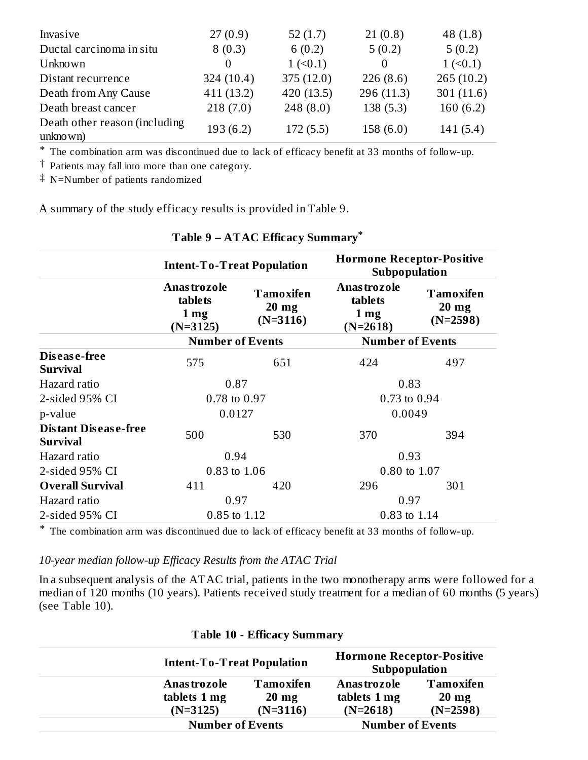| | | | | |
|---|---|---|---|---|
| Invasive | 27 (0.9) | 52 (1.7) | 21 (0.8) | 48 (1.8) |
| Ductal carcinoma in situ | 8 (0.3) | 6 (0.2) | 5 (0.2) | 5 (0.2) |
| Unknown | 0 | 1 (<0.1) | 0 | 1 (<0.1) |
| Distant recurrence | 324 (10.4) | 375 (12.0) | 226 (8.6) | 265 (10.2) |
| Death from Any Cause | 411 (13.2) | 420 (13.5) | 296 (11.3) | 301 (11.6) |
| Death breast cancer | 218 (7.0) | 248 (8.0) | 138 (5.3) | 160 (6.2) |
| Death other reason (including unknown) | 193 (6.2) | 172 (5.5) | 158 (6.0) | 141 (5.4) |

* The combination arm was discontinued due to lack of efficacy benefit at 33 months of follow-up.

† Patients may fall into more than one category.

‡ N=Number of patients randomized

A summary of the study efficacy results is provided in Table 9.

**Table 9 – ATAC Efficacy Summary***

| | **Intent-To-Treat Population** | | **Hormone Receptor-Positive Subpopulation** | |
|---|---|---|---|---|
| | **Anastrozole tablets 1 mg (N=3125)** | **Tamoxifen 20 mg (N=3116)** | **Anastrozole tablets 1 mg (N=2618)** | **Tamoxifen 20 mg (N=2598)** |
| | **Number of Events** | | **Number of Events** | |
| **Disease-free Survival** | 575 | 651 | 424 | 497 |
| Hazard ratio | 0.87 | | 0.83 | |
| 2-sided 95% CI | 0.78 to 0.97 | | 0.73 to 0.94 | |
| p-value | 0.0127 | | 0.0049 | |
| **Distant Disease-free Survival** | 500 | 530 | 370 | 394 |
| Hazard ratio | 0.94 | | 0.93 | |
| 2-sided 95% CI | 0.83 to 1.06 | | 0.80 to 1.07 | |
| **Overall Survival** | 411 | 420 | 296 | 301 |
| Hazard ratio | 0.97 | | 0.97 | |
| 2-sided 95% CI | 0.85 to 1.12 | | 0.83 to 1.14 | |

* The combination arm was discontinued due to lack of efficacy benefit at 33 months of follow-up.

*10-year median follow-up Efficacy Results from the ATAC Trial*

In a subsequent analysis of the ATAC trial, patients in the two monotherapy arms were followed for a median of 120 months (10 years). Patients received study treatment for a median of 60 months (5 years) (see Table 10).

**Table 10 - Efficacy Summary**

| | **Intent-To-Treat Population** | | **Hormone Receptor-Positive Subpopulation** | |
|---|---|---|---|---|
| | **Anastrozole tablets 1 mg (N=3125)** | **Tamoxifen 20 mg (N=3116)** | **Anastrozole tablets 1 mg (N=2618)** | **Tamoxifen 20 mg (N=2598)** |
| | **Number of Events** | | **Number of Events** | |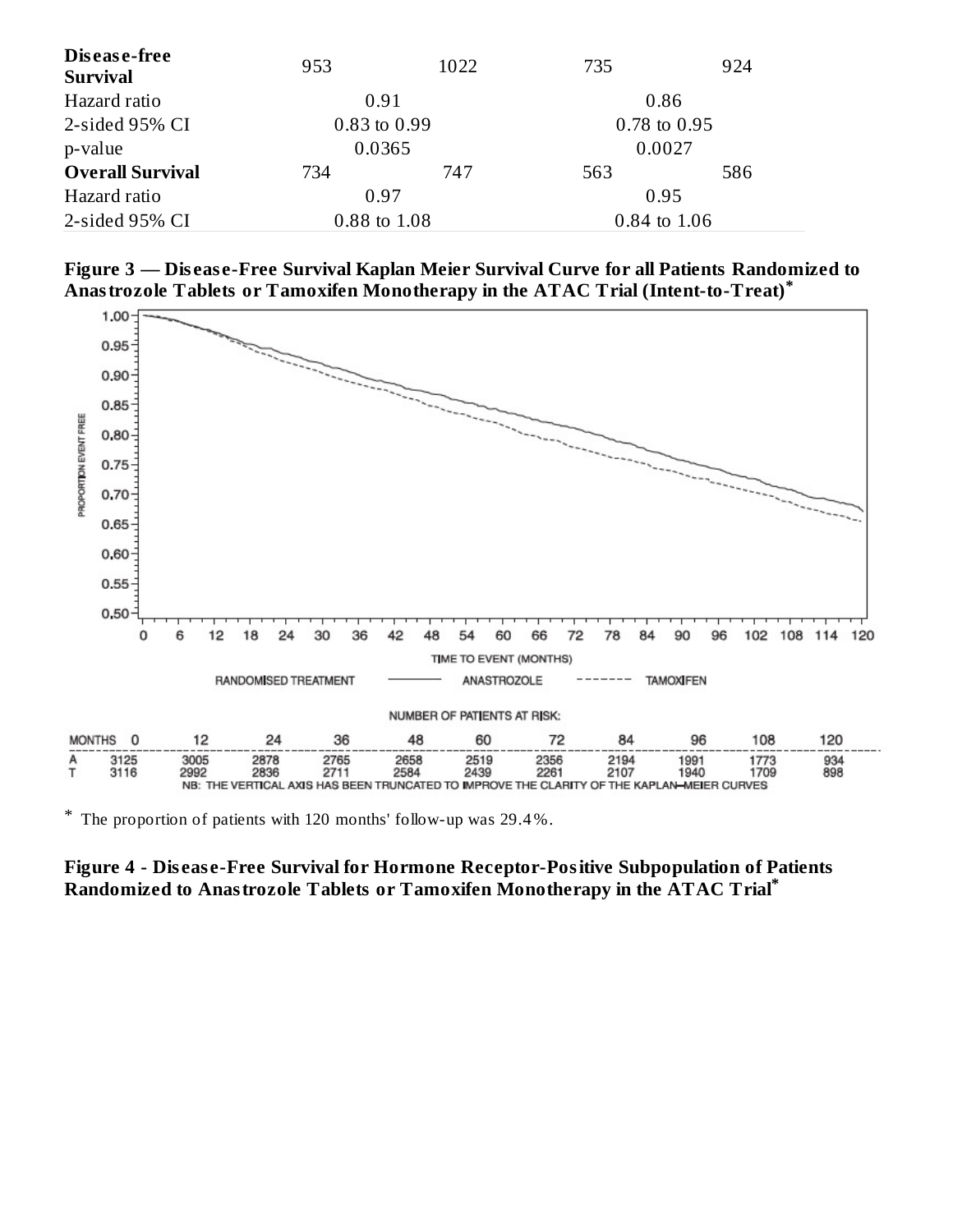| | | | | |
|---|---|---|---|---|
| **Disease-free Survival** | 953 | 1022 | 735 | 924 |
| Hazard ratio | 0.91 | | 0.86 | |
| 2-sided 95% CI | 0.83 to 0.99 | | 0.78 to 0.95 | |
| p-value | 0.0365 | | 0.0027 | |
| **Overall Survival** | 734 | 747 | 563 | 586 |
| Hazard ratio | 0.97 | | 0.95 | |
| 2-sided 95% CI | 0.88 to 1.08 | | 0.84 to 1.06 | |

**Figure 3 — Disease-Free Survival Kaplan Meier Survival Curve for all Patients Randomized to Anastrozole Tablets or Tamoxifen Monotherapy in the ATAC Trial (Intent-to-Treat)***

NUMBER OF PATIENTS AT RISK:

| MONTHS | 0 | 12 | 24 | 36 | 48 | 60 | 72 | 84 | 96 | 108 | 120 |
|---|---|---|---|---|---|---|---|---|---|---|---|
| A | 3125 | 3005 | 2878 | 2765 | 2658 | 2519 | 2356 | 2194 | 1991 | 1773 | 934 |
| T | 3116 | 2992 | 2836 | 2711 | 2584 | 2439 | 2261 | 2107 | 1940 | 1709 | 898 |

NB: THE VERTICAL AXIS HAS BEEN TRUNCATED TO IMPROVE THE CLARITY OF THE KAPLAN–MEIER CURVES

\* The proportion of patients with 120 months' follow-up was 29.4%.

**Figure 4 - Disease-Free Survival for Hormone Receptor-Positive Subpopulation of Patients Randomized to Anastrozole Tablets or Tamoxifen Monotherapy in the ATAC Trial***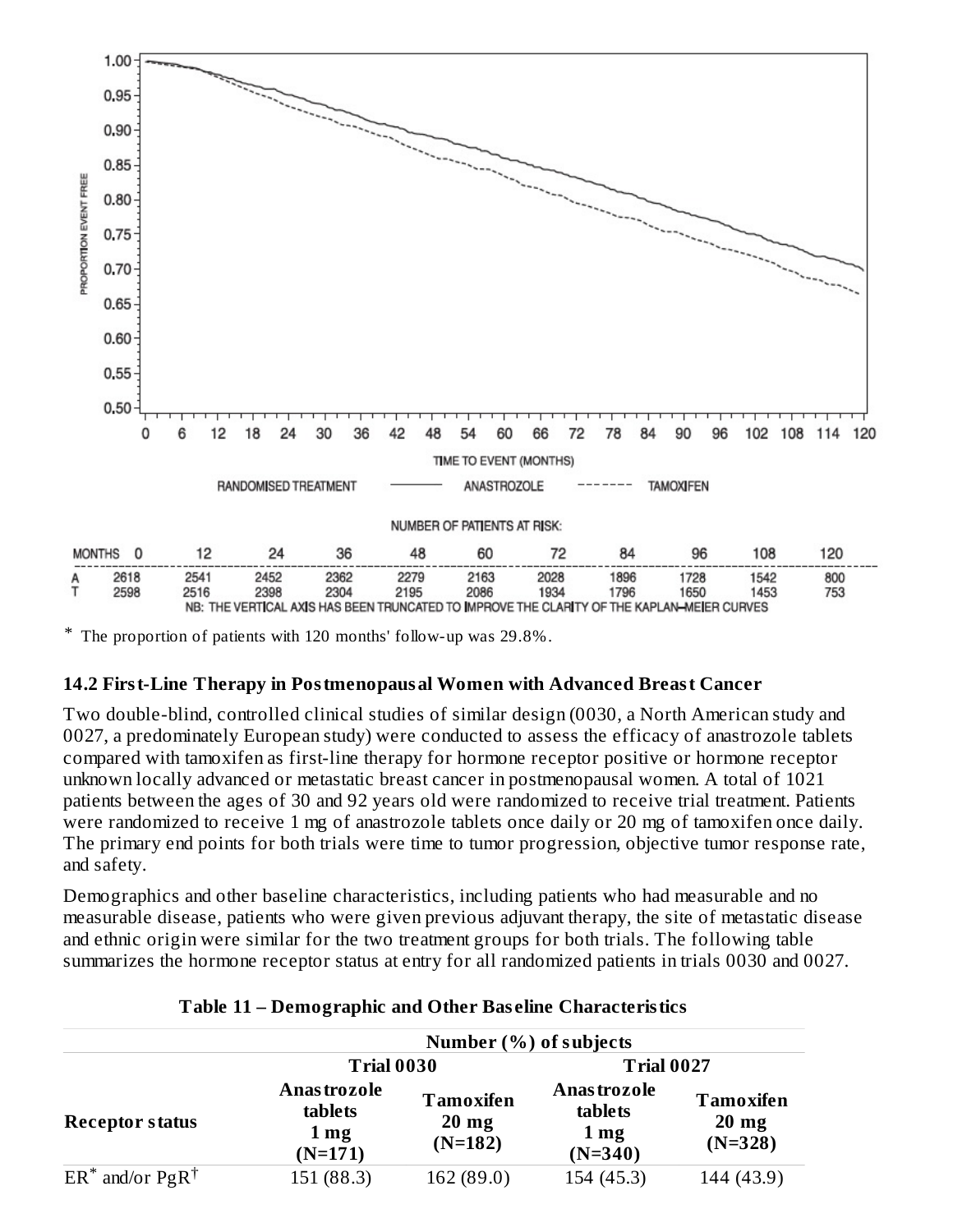NUMBER OF PATIENTS AT RISK:

| MONTHS | 0 | 12 | 24 | 36 | 48 | 60 | 72 | 84 | 96 | 108 | 120 |
|---|---|---|---|---|---|---|---|---|---|---|---|
| A | 2618 | 2541 | 2452 | 2362 | 2279 | 2163 | 2028 | 1896 | 1728 | 1542 | 800 |
| T | 2598 | 2516 | 2398 | 2304 | 2195 | 2086 | 1934 | 1796 | 1650 | 1453 | 753 |

NB: THE VERTICAL AXIS HAS BEEN TRUNCATED TO IMPROVE THE CLARITY OF THE KAPLAN–MEIER CURVES

\* The proportion of patients with 120 months' follow-up was 29.8%.

### 14.2 First-Line Therapy in Postmenopausal Women with Advanced Breast Cancer

Two double-blind, controlled clinical studies of similar design (0030, a North American study and 0027, a predominately European study) were conducted to assess the efficacy of anastrozole tablets compared with tamoxifen as first-line therapy for hormone receptor positive or hormone receptor unknown locally advanced or metastatic breast cancer in postmenopausal women. A total of 1021 patients between the ages of 30 and 92 years old were randomized to receive trial treatment. Patients were randomized to receive 1 mg of anastrozole tablets once daily or 20 mg of tamoxifen once daily. The primary end points for both trials were time to tumor progression, objective tumor response rate, and safety.

Demographics and other baseline characteristics, including patients who had measurable and no measurable disease, patients who were given previous adjuvant therapy, the site of metastatic disease and ethnic origin were similar for the two treatment groups for both trials. The following table summarizes the hormone receptor status at entry for all randomized patients in trials 0030 and 0027.

**Table 11 – Demographic and Other Baseline Characteristics**

| | Number (%) of subjects | | | |
|---|---|---|---|---|
| | **Trial 0030** | | **Trial 0027** | |
| **Receptor status** | **Anastrozole tablets 1 mg (N=171)** | **Tamoxifen 20 mg (N=182)** | **Anastrozole tablets 1 mg (N=340)** | **Tamoxifen 20 mg (N=328)** |
| ER* and/or PgR† | 151 (88.3) | 162 (89.0) | 154 (45.3) | 144 (43.9) |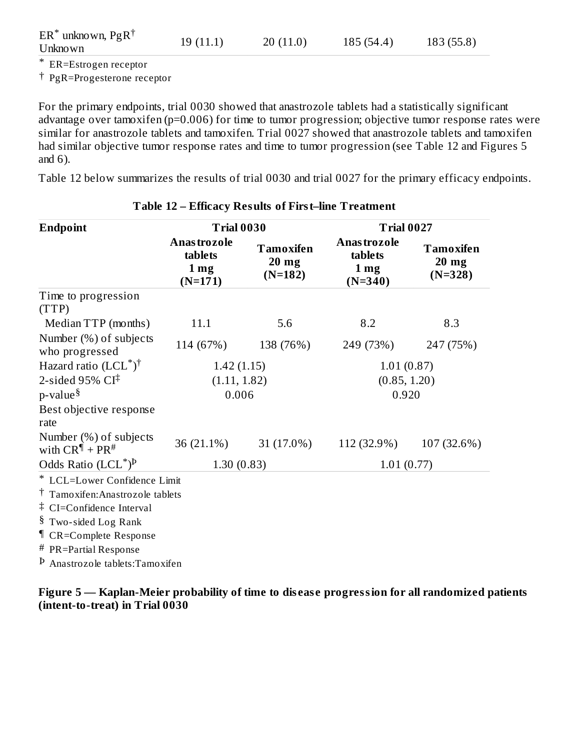| ER[*] unknown, PgR[†] Unknown | 19 (11.1) | 20 (11.0) | 185 (54.4) | 183 (55.8) |
|---|---|---|---|---|

[*] ER=Estrogen receptor

[†] PgR=Progesterone receptor

For the primary endpoints, trial 0030 showed that anastrozole tablets had a statistically significant advantage over tamoxifen (p=0.006) for time to tumor progression; objective tumor response rates were similar for anastrozole tablets and tamoxifen. Trial 0027 showed that anastrozole tablets and tamoxifen had similar objective tumor response rates and time to tumor progression (see Table 12 and Figures 5 and 6).

Table 12 below summarizes the results of trial 0030 and trial 0027 for the primary efficacy endpoints.

**Table 12 – Efficacy Results of First–line Treatment**

| Endpoint | Trial 0030 | | Trial 0027 | |
|---|---|---|---|---|
| | Anastrozole tablets 1 mg (N=171) | Tamoxifen 20 mg (N=182) | Anastrozole tablets 1 mg (N=340) | Tamoxifen 20 mg (N=328) |
| Time to progression (TTP) | | | | |
| Median TTP (months) | 11.1 | 5.6 | 8.2 | 8.3 |
| Number (%) of subjects who progressed | 114 (67%) | 138 (76%) | 249 (73%) | 247 (75%) |
| Hazard ratio (LCL[*])[†] | 1.42 (1.15) | | 1.01 (0.87) | |
| 2-sided 95% CI[‡] | (1.11, 1.82) | | (0.85, 1.20) | |
| p-value[§] | 0.006 | | 0.920 | |
| Best objective response rate | | | | |
| Number (%) of subjects with CR[¶] + PR[#] | 36 (21.1%) | 31 (17.0%) | 112 (32.9%) | 107 (32.6%) |
| Odds Ratio (LCL[*])[Þ] | 1.30 (0.83) | | 1.01 (0.77) | |

[*] LCL=Lower Confidence Limit

[†] Tamoxifen:Anastrozole tablets

[‡] CI=Confidence Interval

[§] Two-sided Log Rank

[¶] CR=Complete Response

[#] PR=Partial Response

[Þ] Anastrozole tablets:Tamoxifen

**Figure 5 — Kaplan-Meier probability of time to disease progression for all randomized patients (intent-to-treat) in Trial 0030**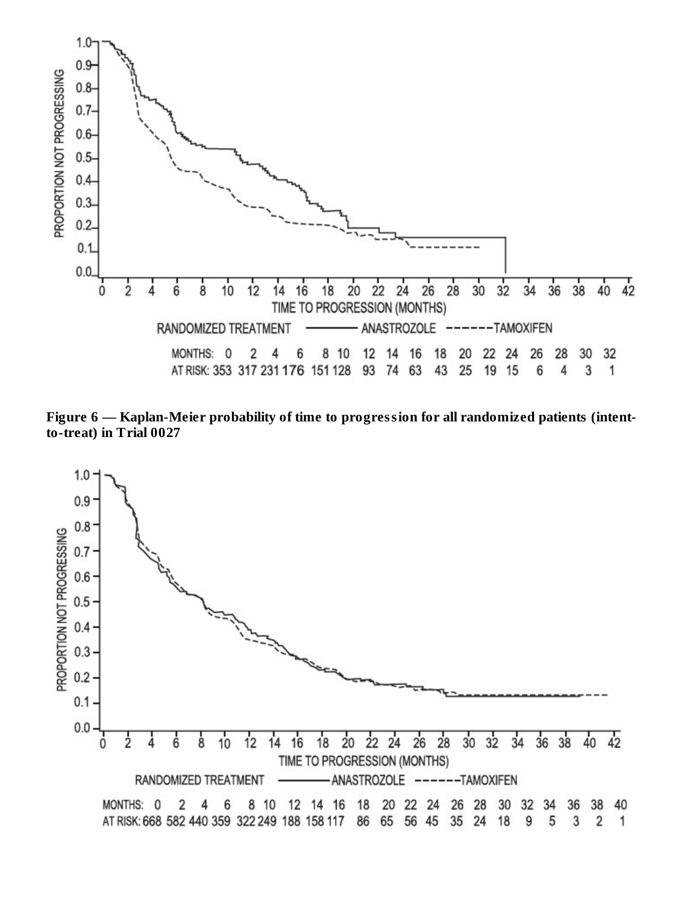RANDOMIZED TREATMENT ——— ANASTROZOLE - - - - - - TAMOXIFEN

| MONTHS: | 0 | 2 | 4 | 6 | 8 | 10 | 12 | 14 | 16 | 18 | 20 | 22 | 24 | 26 | 28 | 30 | 32 |
|---|---|---|---|---|---|---|---|---|---|---|---|---|---|---|---|---|---|
| AT RISK: | 353 | 317 | 231 | 176 | 151 | 128 | 93 | 74 | 63 | 43 | 25 | 19 | 15 | 6 | 4 | 3 | 1 |

**Figure 6 — Kaplan-Meier probability of time to progression for all randomized patients (intent-to-treat) in Trial 0027**

RANDOMIZED TREATMENT ——— ANASTROZOLE - - - - - - TAMOXIFEN

| MONTHS: | 0 | 2 | 4 | 6 | 8 | 10 | 12 | 14 | 16 | 18 | 20 | 22 | 24 | 26 | 28 | 30 | 32 | 34 | 36 | 38 | 40 |
|---|---|---|---|---|---|---|---|---|---|---|---|---|---|---|---|---|---|---|---|---|---|
| AT RISK: | 668 | 582 | 440 | 359 | 322 | 249 | 188 | 158 | 117 | 86 | 65 | 56 | 45 | 35 | 24 | 18 | 9 | 5 | 3 | 2 | 1 |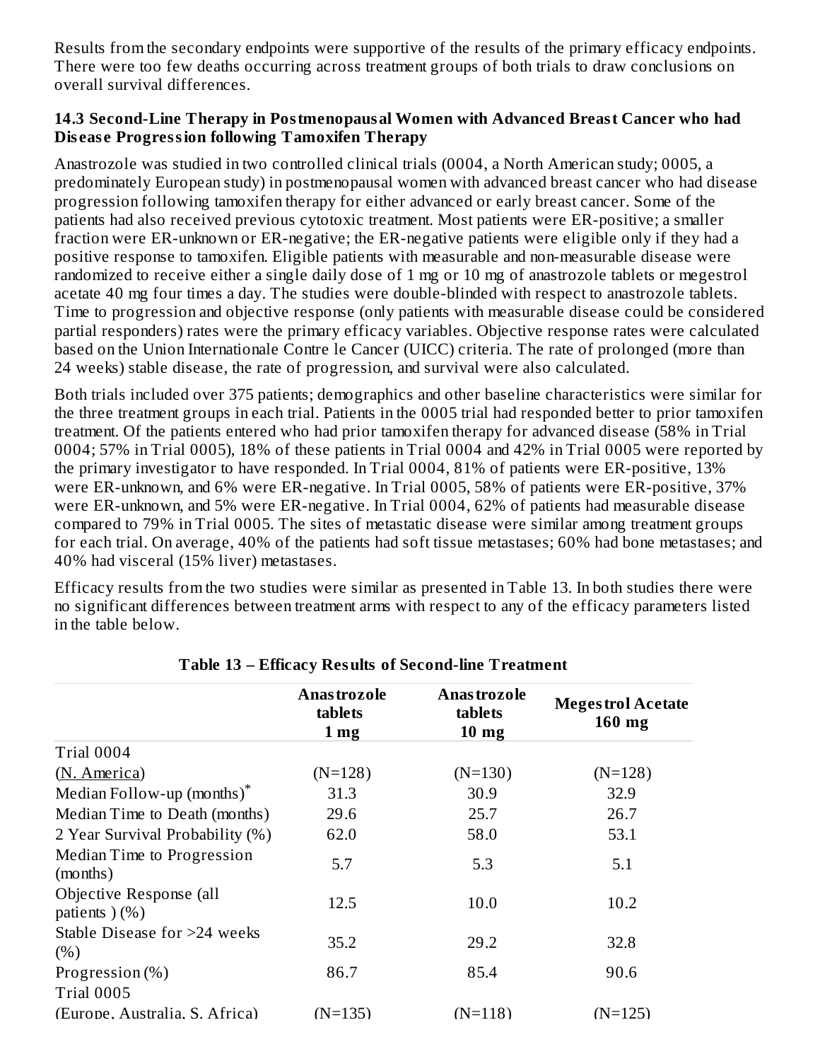Results from the secondary endpoints were supportive of the results of the primary efficacy endpoints. There were too few deaths occurring across treatment groups of both trials to draw conclusions on overall survival differences.

### 14.3 Second-Line Therapy in Postmenopausal Women with Advanced Breast Cancer who had Disease Progression following Tamoxifen Therapy

Anastrozole was studied in two controlled clinical trials (0004, a North American study; 0005, a predominately European study) in postmenopausal women with advanced breast cancer who had disease progression following tamoxifen therapy for either advanced or early breast cancer. Some of the patients had also received previous cytotoxic treatment. Most patients were ER-positive; a smaller fraction were ER-unknown or ER-negative; the ER-negative patients were eligible only if they had a positive response to tamoxifen. Eligible patients with measurable and non-measurable disease were randomized to receive either a single daily dose of 1 mg or 10 mg of anastrozole tablets or megestrol acetate 40 mg four times a day. The studies were double-blinded with respect to anastrozole tablets. Time to progression and objective response (only patients with measurable disease could be considered partial responders) rates were the primary efficacy variables. Objective response rates were calculated based on the Union Internationale Contre le Cancer (UICC) criteria. The rate of prolonged (more than 24 weeks) stable disease, the rate of progression, and survival were also calculated.

Both trials included over 375 patients; demographics and other baseline characteristics were similar for the three treatment groups in each trial. Patients in the 0005 trial had responded better to prior tamoxifen treatment. Of the patients entered who had prior tamoxifen therapy for advanced disease (58% in Trial 0004; 57% in Trial 0005), 18% of these patients in Trial 0004 and 42% in Trial 0005 were reported by the primary investigator to have responded. In Trial 0004, 81% of patients were ER-positive, 13% were ER-unknown, and 6% were ER-negative. In Trial 0005, 58% of patients were ER-positive, 37% were ER-unknown, and 5% were ER-negative. In Trial 0004, 62% of patients had measurable disease compared to 79% in Trial 0005. The sites of metastatic disease were similar among treatment groups for each trial. On average, 40% of the patients had soft tissue metastases; 60% had bone metastases; and 40% had visceral (15% liver) metastases.

Efficacy results from the two studies were similar as presented in Table 13. In both studies there were no significant differences between treatment arms with respect to any of the efficacy parameters listed in the table below.

**Table 13 – Efficacy Results of Second-line Treatment**

| | Anastrozole tablets 1 mg | Anastrozole tablets 10 mg | Megestrol Acetate 160 mg |
|---|---|---|---|
| Trial 0004 | | | |
| (N. America) | (N=128) | (N=130) | (N=128) |
| Median Follow-up (months)* | 31.3 | 30.9 | 32.9 |
| Median Time to Death (months) | 29.6 | 25.7 | 26.7 |
| 2 Year Survival Probability (%) | 62.0 | 58.0 | 53.1 |
| Median Time to Progression (months) | 5.7 | 5.3 | 5.1 |
| Objective Response (all patients ) (%) | 12.5 | 10.0 | 10.2 |
| Stable Disease for >24 weeks (%) | 35.2 | 29.2 | 32.8 |
| Progression (%) | 86.7 | 85.4 | 90.6 |
| Trial 0005 | | | |
| (Europe, Australia, S. Africa) | (N=135) | (N=118) | (N=125) |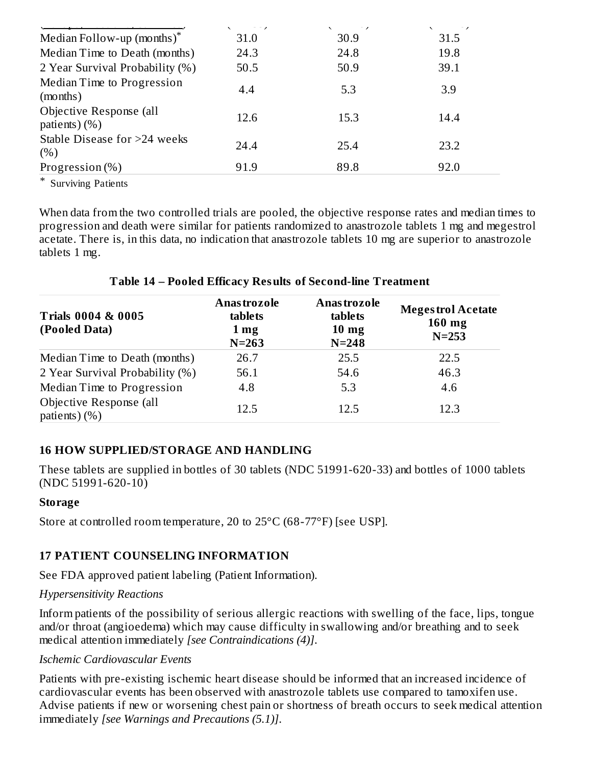| | | | |
|---|---|---|---|
| Median Follow-up (months)* | 31.0 | 30.9 | 31.5 |
| Median Time to Death (months) | 24.3 | 24.8 | 19.8 |
| 2 Year Survival Probability (%) | 50.5 | 50.9 | 39.1 |
| Median Time to Progression (months) | 4.4 | 5.3 | 3.9 |
| Objective Response (all patients) (%) | 12.6 | 15.3 | 14.4 |
| Stable Disease for >24 weeks (%) | 24.4 | 25.4 | 23.2 |
| Progression (%) | 91.9 | 89.8 | 92.0 |

* Surviving Patients

When data from the two controlled trials are pooled, the objective response rates and median times to progression and death were similar for patients randomized to anastrozole tablets 1 mg and megestrol acetate. There is, in this data, no indication that anastrozole tablets 10 mg are superior to anastrozole tablets 1 mg.

**Table 14 – Pooled Efficacy Results of Second-line Treatment**

| Trials 0004 & 0005 (Pooled Data) | Anastrozole tablets 1 mg N=263 | Anastrozole tablets 10 mg N=248 | Megestrol Acetate 160 mg N=253 |
|---|---|---|---|
| Median Time to Death (months) | 26.7 | 25.5 | 22.5 |
| 2 Year Survival Probability (%) | 56.1 | 54.6 | 46.3 |
| Median Time to Progression | 4.8 | 5.3 | 4.6 |
| Objective Response (all patients) (%) | 12.5 | 12.5 | 12.3 |

## 16 HOW SUPPLIED/STORAGE AND HANDLING

These tablets are supplied in bottles of 30 tablets (NDC 51991-620-33) and bottles of 1000 tablets (NDC 51991-620-10)

**Storage**

Store at controlled room temperature, 20 to 25°C (68-77°F) [see USP].

## 17 PATIENT COUNSELING INFORMATION

See FDA approved patient labeling (Patient Information).

*Hypersensitivity Reactions*

Inform patients of the possibility of serious allergic reactions with swelling of the face, lips, tongue and/or throat (angioedema) which may cause difficulty in swallowing and/or breathing and to seek medical attention immediately *[see Contraindications (4)]*.

*Ischemic Cardiovascular Events*

Patients with pre-existing ischemic heart disease should be informed that an increased incidence of cardiovascular events has been observed with anastrozole tablets use compared to tamoxifen use. Advise patients if new or worsening chest pain or shortness of breath occurs to seek medical attention immediately *[see Warnings and Precautions (5.1)]*.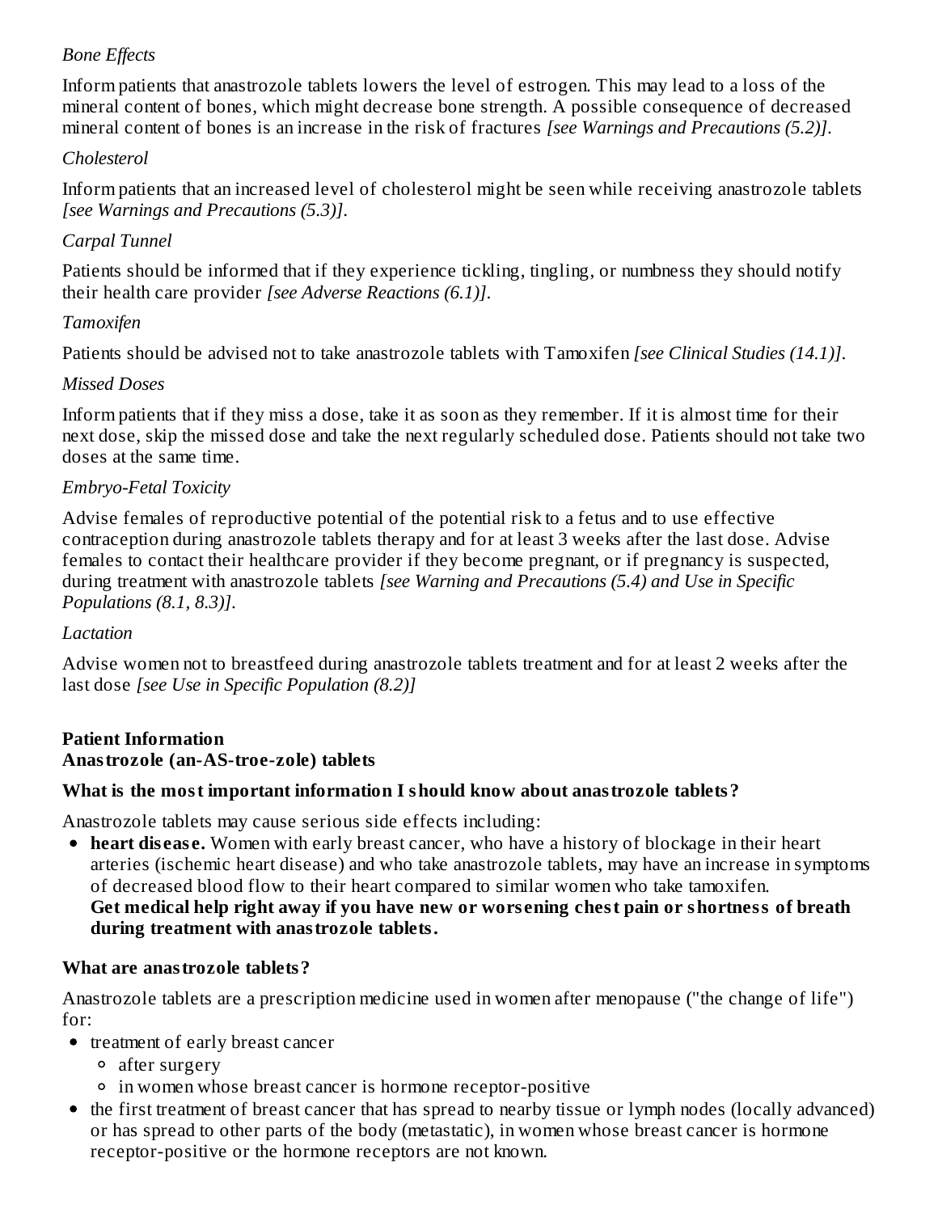*Bone Effects*

Inform patients that anastrozole tablets lowers the level of estrogen. This may lead to a loss of the mineral content of bones, which might decrease bone strength. A possible consequence of decreased mineral content of bones is an increase in the risk of fractures *[see Warnings and Precautions (5.2)]*.

*Cholesterol*

Inform patients that an increased level of cholesterol might be seen while receiving anastrozole tablets *[see Warnings and Precautions (5.3)]*.

*Carpal Tunnel*

Patients should be informed that if they experience tickling, tingling, or numbness they should notify their health care provider *[see Adverse Reactions (6.1)]*.

*Tamoxifen*

Patients should be advised not to take anastrozole tablets with Tamoxifen *[see Clinical Studies (14.1)]*.

*Missed Doses*

Inform patients that if they miss a dose, take it as soon as they remember. If it is almost time for their next dose, skip the missed dose and take the next regularly scheduled dose. Patients should not take two doses at the same time.

*Embryo-Fetal Toxicity*

Advise females of reproductive potential of the potential risk to a fetus and to use effective contraception during anastrozole tablets therapy and for at least 3 weeks after the last dose. Advise females to contact their healthcare provider if they become pregnant, or if pregnancy is suspected, during treatment with anastrozole tablets *[see Warning and Precautions (5.4) and Use in Specific Populations (8.1, 8.3)]*.

*Lactation*

Advise women not to breastfeed during anastrozole tablets treatment and for at least 2 weeks after the last dose *[see Use in Specific Population (8.2)]*

**Patient Information**
**Anastrozole (an-AS-troe-zole) tablets**

**What is the most important information I should know about anastrozole tablets?**

Anastrozole tablets may cause serious side effects including:

- **heart disease.** Women with early breast cancer, who have a history of blockage in their heart arteries (ischemic heart disease) and who take anastrozole tablets, may have an increase in symptoms of decreased blood flow to their heart compared to similar women who take tamoxifen.
  **Get medical help right away if you have new or worsening chest pain or shortness of breath during treatment with anastrozole tablets.**

**What are anastrozole tablets?**

Anastrozole tablets are a prescription medicine used in women after menopause ("the change of life") for:

- treatment of early breast cancer
  - after surgery
  - in women whose breast cancer is hormone receptor-positive
- the first treatment of breast cancer that has spread to nearby tissue or lymph nodes (locally advanced) or has spread to other parts of the body (metastatic), in women whose breast cancer is hormone receptor-positive or the hormone receptors are not known.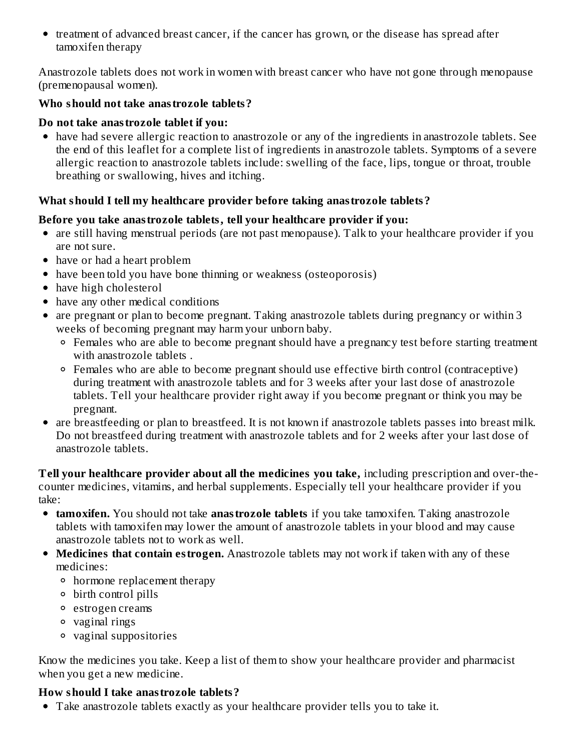- treatment of advanced breast cancer, if the cancer has grown, or the disease has spread after tamoxifen therapy

Anastrozole tablets does not work in women with breast cancer who have not gone through menopause (premenopausal women).

**Who should not take anastrozole tablets?**

**Do not take anastrozole tablet if you:**

- have had severe allergic reaction to anastrozole or any of the ingredients in anastrozole tablets. See the end of this leaflet for a complete list of ingredients in anastrozole tablets. Symptoms of a severe allergic reaction to anastrozole tablets include: swelling of the face, lips, tongue or throat, trouble breathing or swallowing, hives and itching.

**What should I tell my healthcare provider before taking anastrozole tablets?**

**Before you take anastrozole tablets, tell your healthcare provider if you:**

- are still having menstrual periods (are not past menopause). Talk to your healthcare provider if you are not sure.
- have or had a heart problem
- have been told you have bone thinning or weakness (osteoporosis)
- have high cholesterol
- have any other medical conditions
- are pregnant or plan to become pregnant. Taking anastrozole tablets during pregnancy or within 3 weeks of becoming pregnant may harm your unborn baby.
  - Females who are able to become pregnant should have a pregnancy test before starting treatment with anastrozole tablets .
  - Females who are able to become pregnant should use effective birth control (contraceptive) during treatment with anastrozole tablets and for 3 weeks after your last dose of anastrozole tablets. Tell your healthcare provider right away if you become pregnant or think you may be pregnant.
- are breastfeeding or plan to breastfeed. It is not known if anastrozole tablets passes into breast milk. Do not breastfeed during treatment with anastrozole tablets and for 2 weeks after your last dose of anastrozole tablets.

**Tell your healthcare provider about all the medicines you take,** including prescription and over-the-counter medicines, vitamins, and herbal supplements. Especially tell your healthcare provider if you take:

- **tamoxifen.** You should not take **anastrozole tablets** if you take tamoxifen. Taking anastrozole tablets with tamoxifen may lower the amount of anastrozole tablets in your blood and may cause anastrozole tablets not to work as well.
- **Medicines that contain estrogen.** Anastrozole tablets may not work if taken with any of these medicines:
  - hormone replacement therapy
  - birth control pills
  - estrogen creams
  - vaginal rings
  - vaginal suppositories

Know the medicines you take. Keep a list of them to show your healthcare provider and pharmacist when you get a new medicine.

**How should I take anastrozole tablets?**

- Take anastrozole tablets exactly as your healthcare provider tells you to take it.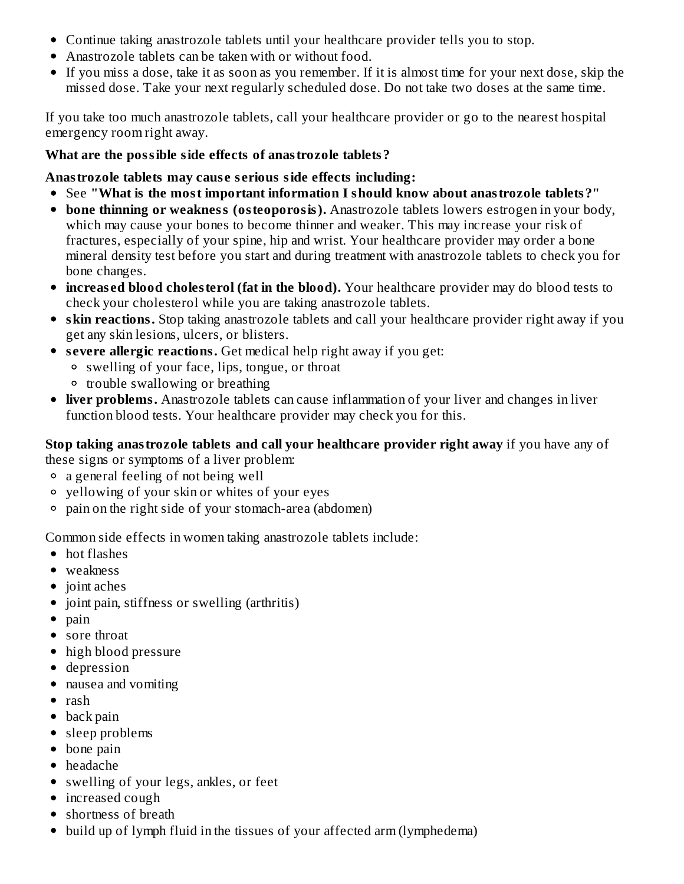- Continue taking anastrozole tablets until your healthcare provider tells you to stop.
- Anastrozole tablets can be taken with or without food.
- If you miss a dose, take it as soon as you remember. If it is almost time for your next dose, skip the missed dose. Take your next regularly scheduled dose. Do not take two doses at the same time.

If you take too much anastrozole tablets, call your healthcare provider or go to the nearest hospital emergency room right away.

**What are the possible side effects of anastrozole tablets?**

**Anastrozole tablets may cause serious side effects including:**

- See **"What is the most important information I should know about anastrozole tablets?"**
- **bone thinning or weakness (osteoporosis).** Anastrozole tablets lowers estrogen in your body, which may cause your bones to become thinner and weaker. This may increase your risk of fractures, especially of your spine, hip and wrist. Your healthcare provider may order a bone mineral density test before you start and during treatment with anastrozole tablets to check you for bone changes.
- **increased blood cholesterol (fat in the blood).** Your healthcare provider may do blood tests to check your cholesterol while you are taking anastrozole tablets.
- **skin reactions.** Stop taking anastrozole tablets and call your healthcare provider right away if you get any skin lesions, ulcers, or blisters.
- **severe allergic reactions.** Get medical help right away if you get:
  - swelling of your face, lips, tongue, or throat
  - trouble swallowing or breathing
- **liver problems.** Anastrozole tablets can cause inflammation of your liver and changes in liver function blood tests. Your healthcare provider may check you for this.

**Stop taking anastrozole tablets and call your healthcare provider right away** if you have any of these signs or symptoms of a liver problem:

- a general feeling of not being well
- yellowing of your skin or whites of your eyes
- pain on the right side of your stomach-area (abdomen)

Common side effects in women taking anastrozole tablets include:

- hot flashes
- weakness
- joint aches
- joint pain, stiffness or swelling (arthritis)
- pain
- sore throat
- high blood pressure
- depression
- nausea and vomiting
- rash
- back pain
- sleep problems
- bone pain
- headache
- swelling of your legs, ankles, or feet
- increased cough
- shortness of breath
- build up of lymph fluid in the tissues of your affected arm (lymphedema)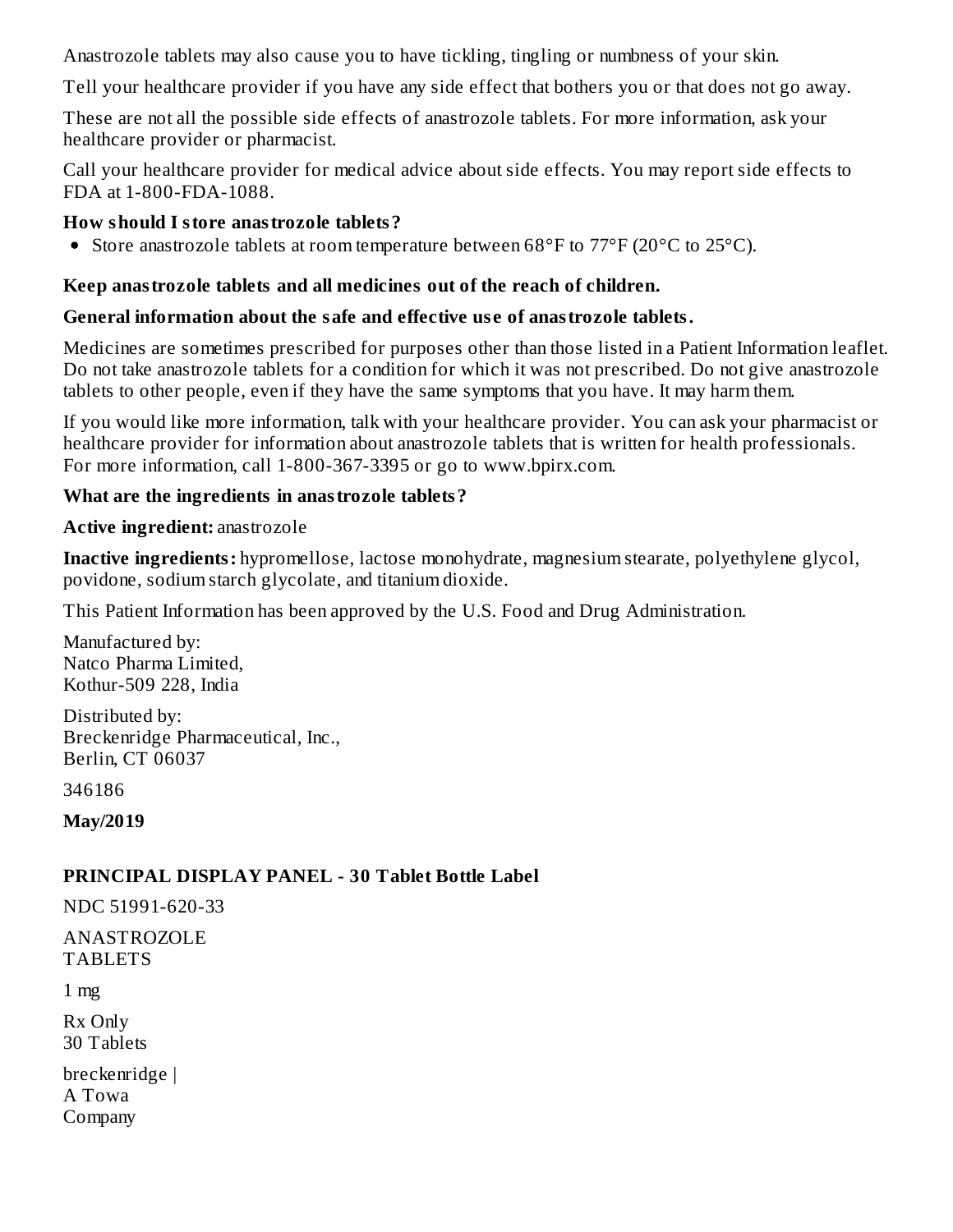Anastrozole tablets may also cause you to have tickling, tingling or numbness of your skin.

Tell your healthcare provider if you have any side effect that bothers you or that does not go away.

These are not all the possible side effects of anastrozole tablets. For more information, ask your healthcare provider or pharmacist.

Call your healthcare provider for medical advice about side effects. You may report side effects to FDA at 1-800-FDA-1088.

**How should I store anastrozole tablets?**

- Store anastrozole tablets at room temperature between 68°F to 77°F (20°C to 25°C).

**Keep anastrozole tablets and all medicines out of the reach of children.**

**General information about the safe and effective use of anastrozole tablets.**

Medicines are sometimes prescribed for purposes other than those listed in a Patient Information leaflet. Do not take anastrozole tablets for a condition for which it was not prescribed. Do not give anastrozole tablets to other people, even if they have the same symptoms that you have. It may harm them.

If you would like more information, talk with your healthcare provider. You can ask your pharmacist or healthcare provider for information about anastrozole tablets that is written for health professionals. For more information, call 1-800-367-3395 or go to www.bpirx.com.

**What are the ingredients in anastrozole tablets?**

**Active ingredient:** anastrozole

**Inactive ingredients:** hypromellose, lactose monohydrate, magnesium stearate, polyethylene glycol, povidone, sodium starch glycolate, and titanium dioxide.

This Patient Information has been approved by the U.S. Food and Drug Administration.

Manufactured by:
Natco Pharma Limited,
Kothur-509 228, India

Distributed by:
Breckenridge Pharmaceutical, Inc.,
Berlin, CT 06037

346186

**May/2019**

**PRINCIPAL DISPLAY PANEL - 30 Tablet Bottle Label**

NDC 51991-620-33

ANASTROZOLE
TABLETS

1 mg

Rx Only
30 Tablets

breckenridge |
A Towa
Company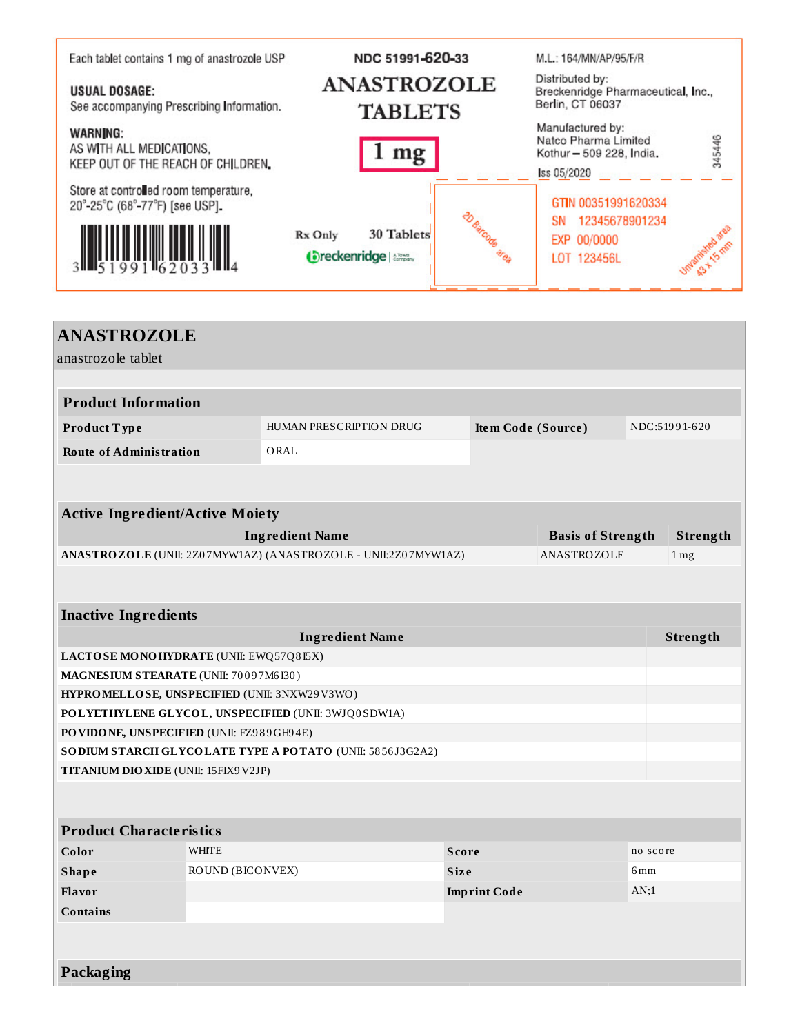Each tablet contains 1 mg of anastrozole USP

**USUAL DOSAGE:**
See accompanying Prescribing Information.

**WARNING:**
AS WITH ALL MEDICATIONS,
KEEP OUT OF THE REACH OF CHILDREN.

Store at controlled room temperature,
20°-25°C (68°-77°F) [see USP].

3 51991 62033 4

NDC 51991-620-33

**ANASTROZOLE TABLETS**

**1 mg**

Rx Only 30 Tablets

Breckenridge

M.L.: 164/MN/AP/95/F/R

Distributed by:
Breckenridge Pharmaceutical, Inc.,
Berlin, CT 06037

Manufactured by:
Natco Pharma Limited
Kothur – 509 228, India.

Iss 05/2020

345446

2D Barcode area

GTIN 00351991620334
SN 12345678901234
EXP 00/0000
LOT 123456L

Unvarnished area 43 x 15 mm

# ANASTROZOLE

anastrozole tablet

| Product Information | | | |
|---|---|---|---|
| **Product Type** | HUMAN PRESCRIPTION DRUG | **Item Code (Source)** | NDC:51991-620 |
| **Route of Administration** | ORAL | | |

| Active Ingredient/Active Moiety | | |
|---|---|---|
| **Ingredient Name** | **Basis of Strength** | **Strength** |
| **ANASTROZOLE** (UNII: 2Z07MYW1AZ) (ANASTROZOLE - UNII:2Z07MYW1AZ) | ANASTROZOLE | 1 mg |

| Inactive Ingredients | |
|---|---|
| **Ingredient Name** | **Strength** |
| **LACTOSE MONOHYDRATE** (UNII: EWQ57Q8I5X) | |
| **MAGNESIUM STEARATE** (UNII: 70097M6I30) | |
| **HYPROMELLOSE, UNSPECIFIED** (UNII: 3NXW29V3WO) | |
| **POLYETHYLENE GLYCOL, UNSPECIFIED** (UNII: 3WJQ0SDW1A) | |
| **POVIDONE, UNSPECIFIED** (UNII: FZ989GH94E) | |
| **SODIUM STARCH GLYCOLATE TYPE A POTATO** (UNII: 5856J3G2A2) | |
| **TITANIUM DIOXIDE** (UNII: 15FIX9V2JP) | |

| Product Characteristics | | | |
|---|---|---|---|
| **Color** | WHITE | **Score** | no score |
| **Shape** | ROUND (BICONVEX) | **Size** | 6mm |
| **Flavor** | | **Imprint Code** | AN;1 |
| **Contains** | | | |

## Packaging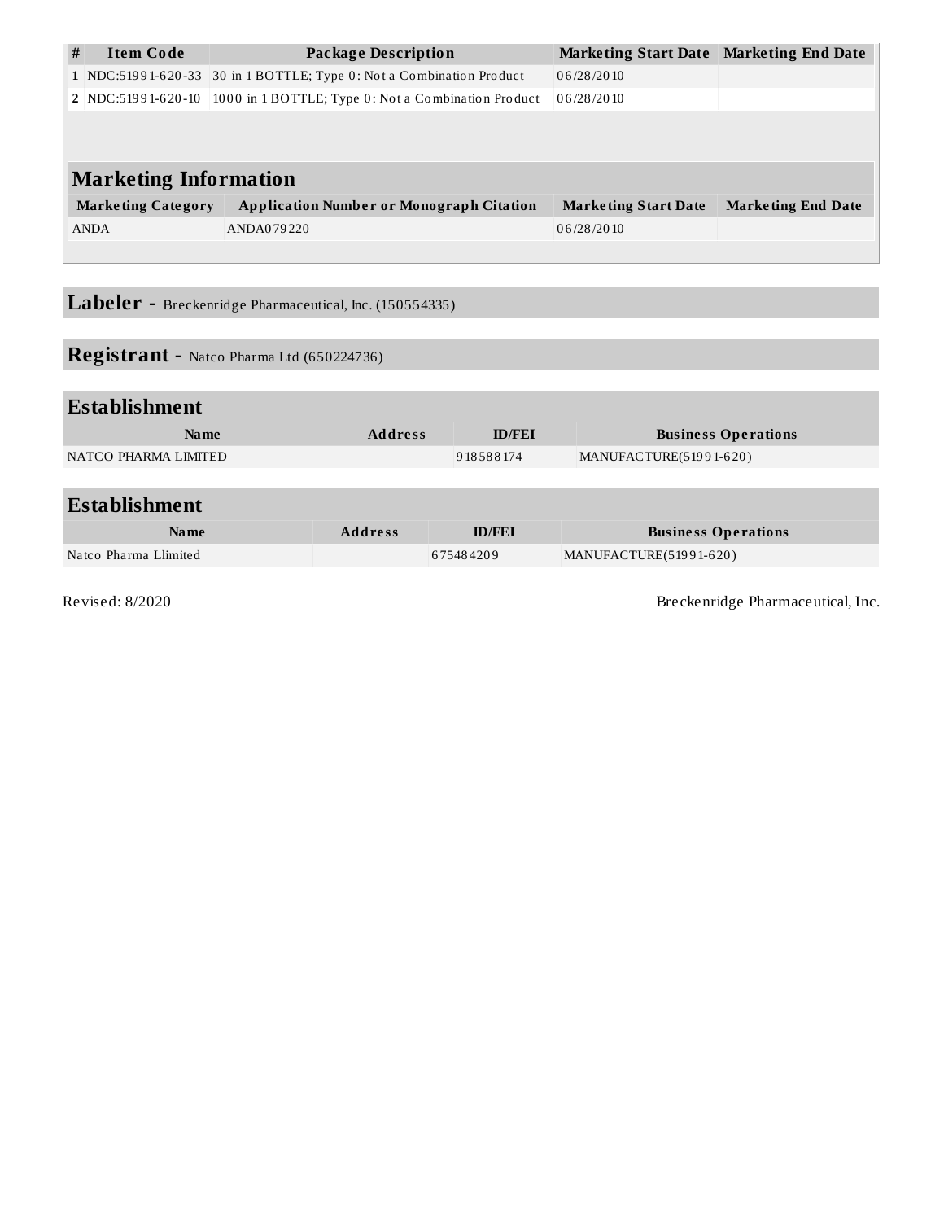| # | Item Code | Package Description | Marketing Start Date | Marketing End Date |
|---|---|---|---|---|
| 1 | NDC:51991-620-33 | 30 in 1 BOTTLE; Type 0: Not a Combination Product | 06/28/2010 | |
| 2 | NDC:51991-620-10 | 1000 in 1 BOTTLE; Type 0: Not a Combination Product | 06/28/2010 | |

## Marketing Information

| Marketing Category | Application Number or Monograph Citation | Marketing Start Date | Marketing End Date |
|---|---|---|---|
| ANDA | ANDA079220 | 06/28/2010 | |

## Labeler - Breckenridge Pharmaceutical, Inc. (150554335)

## Registrant - Natco Pharma Ltd (650224736)

## Establishment

| Name | Address | ID/FEI | Business Operations |
|---|---|---|---|
| NATCO PHARMA LIMITED | | 918588174 | MANUFACTURE(51991-620) |

## Establishment

| Name | Address | ID/FEI | Business Operations |
|---|---|---|---|
| Natco Pharma Llimited | | 675484209 | MANUFACTURE(51991-620) |

Revised: 8/2020

Breckenridge Pharmaceutical, Inc.